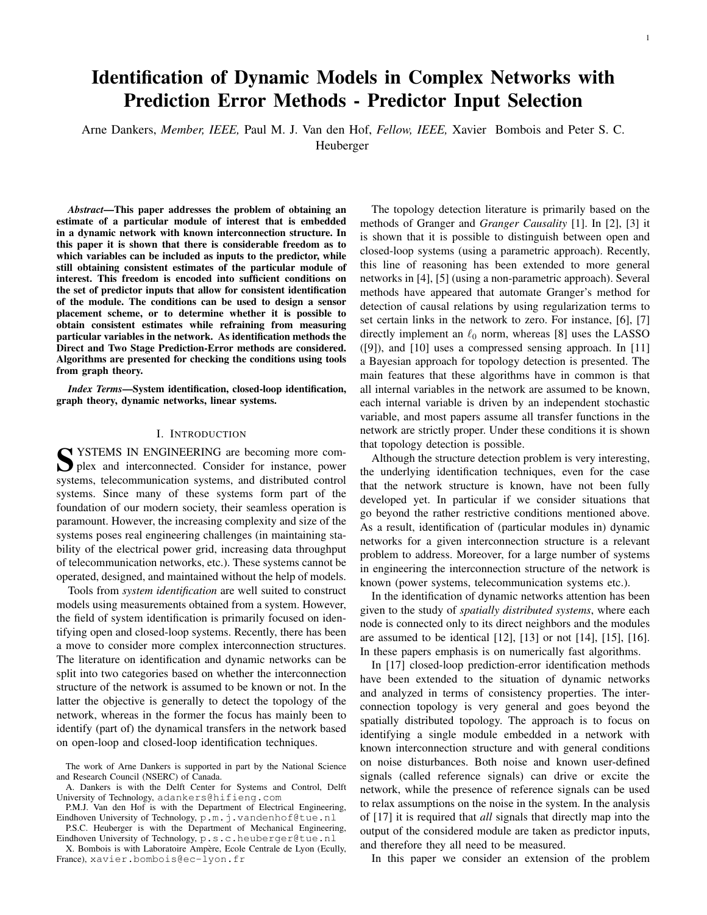# Identification of Dynamic Models in Complex Networks with Prediction Error Methods - Predictor Input Selection

Arne Dankers, *Member, IEEE,* Paul M. J. Van den Hof, *Fellow, IEEE,* Xavier Bombois and Peter S. C. Heuberger

***Abstract*—This paper addresses the problem of obtaining an estimate of a particular module of interest that is embedded in a dynamic network with known interconnection structure. In this paper it is shown that there is considerable freedom as to which variables can be included as inputs to the predictor, while still obtaining consistent estimates of the particular module of interest. This freedom is encoded into sufficient conditions on the set of predictor inputs that allow for consistent identification of the module. The conditions can be used to design a sensor placement scheme, or to determine whether it is possible to obtain consistent estimates while refraining from measuring particular variables in the network. As identification methods the Direct and Two Stage Prediction-Error methods are considered. Algorithms are presented for checking the conditions using tools from graph theory.**

***Index Terms*—System identification, closed-loop identification, graph theory, dynamic networks, linear systems.**

## I. Introduction

Systems in engineering are becoming more complex and interconnected. Consider for instance, power systems, telecommunication systems, and distributed control systems. Since many of these systems form part of the foundation of our modern society, their seamless operation is paramount. However, the increasing complexity and size of the systems poses real engineering challenges (in maintaining stability of the electrical power grid, increasing data throughput of telecommunication networks, etc.). These systems cannot be operated, designed, and maintained without the help of models.

Tools from *system identification* are well suited to construct models using measurements obtained from a system. However, the field of system identification is primarily focused on identifying open and closed-loop systems. Recently, there has been a move to consider more complex interconnection structures. The literature on identification and dynamic networks can be split into two categories based on whether the interconnection structure of the network is assumed to be known or not. In the latter the objective is generally to detect the topology of the network, whereas in the former the focus has mainly been to identify (part of) the dynamical transfers in the network based on open-loop and closed-loop identification techniques.

The topology detection literature is primarily based on the methods of Granger and *Granger Causality* [1]. In [2], [3] it is shown that it is possible to distinguish between open and closed-loop systems (using a parametric approach). Recently, this line of reasoning has been extended to more general networks in [4], [5] (using a non-parametric approach). Several methods have appeared that automate Granger's method for detection of causal relations by using regularization terms to set certain links in the network to zero. For instance, [6], [7] directly implement an $\ell_0$ norm, whereas [8] uses the LASSO ([9]), and [10] uses a compressed sensing approach. In [11] a Bayesian approach for topology detection is presented. The main features that these algorithms have in common is that all internal variables in the network are assumed to be known, each internal variable is driven by an independent stochastic variable, and most papers assume all transfer functions in the network are strictly proper. Under these conditions it is shown that topology detection is possible.

Although the structure detection problem is very interesting, the underlying identification techniques, even for the case that the network structure is known, have not been fully developed yet. In particular if we consider situations that go beyond the rather restrictive conditions mentioned above. As a result, identification of (particular modules in) dynamic networks for a given interconnection structure is a relevant problem to address. Moreover, for a large number of systems in engineering the interconnection structure of the network is known (power systems, telecommunication systems etc.).

In the identification of dynamic networks attention has been given to the study of *spatially distributed systems*, where each node is connected only to its direct neighbors and the modules are assumed to be identical [12], [13] or not [14], [15], [16]. In these papers emphasis is on numerically fast algorithms.

In [17] closed-loop prediction-error identification methods have been extended to the situation of dynamic networks and analyzed in terms of consistency properties. The interconnection topology is very general and goes beyond the spatially distributed topology. The approach is to focus on identifying a single module embedded in a network with known interconnection structure and with general conditions on noise disturbances. Both noise and known user-defined signals (called reference signals) can drive or excite the network, while the presence of reference signals can be used to relax assumptions on the noise in the system. In the analysis of [17] it is required that *all* signals that directly map into the output of the considered module are taken as predictor inputs, and therefore they all need to be measured.

In this paper we consider an extension of the problem

The work of Arne Dankers is supported in part by the National Science and Research Council (NSERC) of Canada.

A. Dankers is with the Delft Center for Systems and Control, Delft University of Technology, adankers@hifieng.com

P.M.J. Van den Hof is with the Department of Electrical Engineering, Eindhoven University of Technology, p.m.j.vandenhof@tue.nl

P.S.C. Heuberger is with the Department of Mechanical Engineering, Eindhoven University of Technology, p.s.c.heuberger@tue.nl

X. Bombois is with Laboratoire Ampère, Ecole Centrale de Lyon (Ecully, France), xavier.bombois@ec-lyon.fr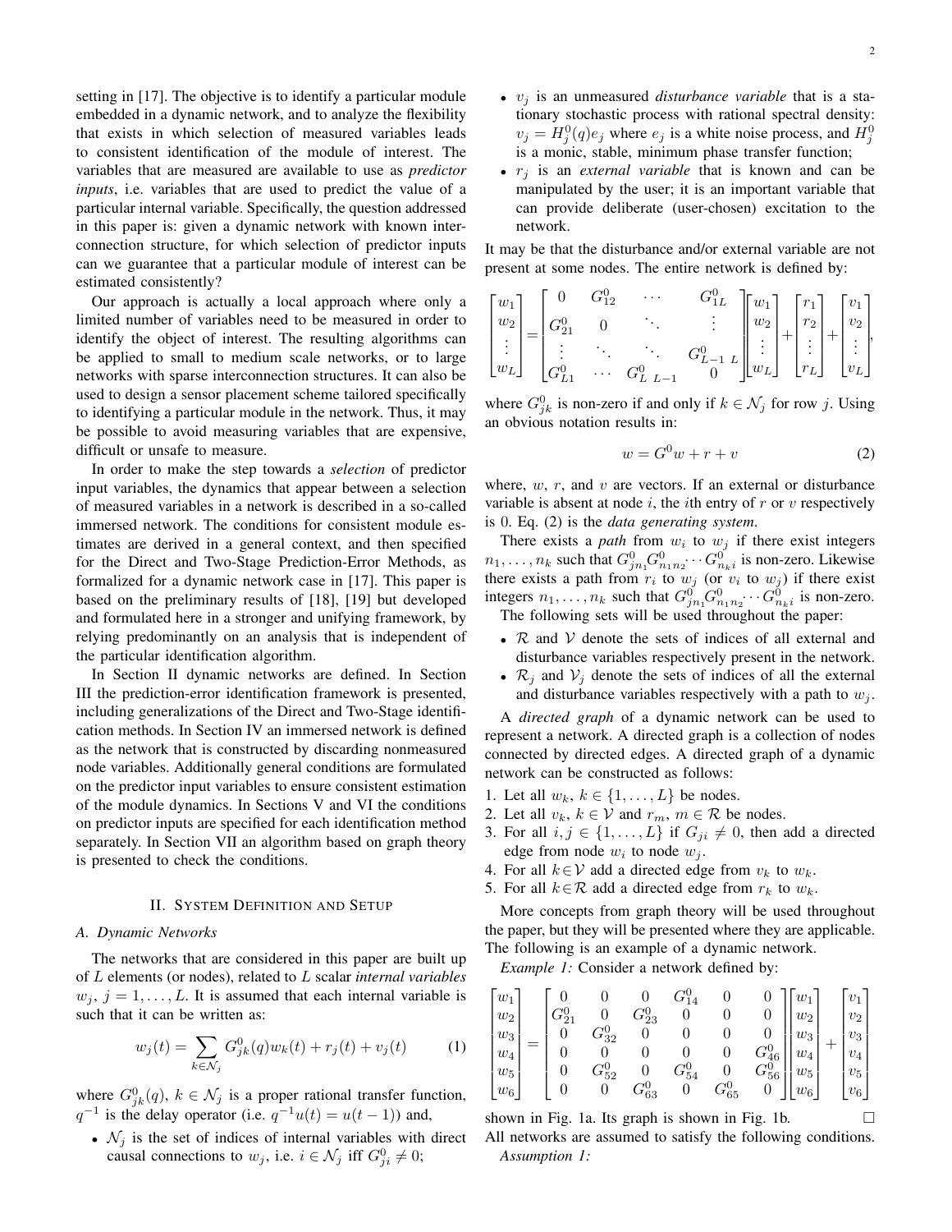setting in [17]. The objective is to identify a particular module embedded in a dynamic network, and to analyze the flexibility that exists in which selection of measured variables leads to consistent identification of the module of interest. The variables that are measured are available to use as *predictor inputs*, i.e. variables that are used to predict the value of a particular internal variable. Specifically, the question addressed in this paper is: given a dynamic network with known interconnection structure, for which selection of predictor inputs can we guarantee that a particular module of interest can be estimated consistently?

Our approach is actually a local approach where only a limited number of variables need to be measured in order to identify the object of interest. The resulting algorithms can be applied to small to medium scale networks, or to large networks with sparse interconnection structures. It can also be used to design a sensor placement scheme tailored specifically to identifying a particular module in the network. Thus, it may be possible to avoid measuring variables that are expensive, difficult or unsafe to measure.

In order to make the step towards a *selection* of predictor input variables, the dynamics that appear between a selection of measured variables in a network is described in a so-called immersed network. The conditions for consistent module estimates are derived in a general context, and then specified for the Direct and Two-Stage Prediction-Error Methods, as formalized for a dynamic network case in [17]. This paper is based on the preliminary results of [18], [19] but developed and formulated here in a stronger and unifying framework, by relying predominantly on an analysis that is independent of the particular identification algorithm.

In Section II dynamic networks are defined. In Section III the prediction-error identification framework is presented, including generalizations of the Direct and Two-Stage identification methods. In Section IV an immersed network is defined as the network that is constructed by discarding nonmeasured node variables. Additionally general conditions are formulated on the predictor input variables to ensure consistent estimation of the module dynamics. In Sections V and VI the conditions on predictor inputs are specified for each identification method separately. In Section VII an algorithm based on graph theory is presented to check the conditions.

## II. System Definition and Setup

### A. Dynamic Networks

The networks that are considered in this paper are built up of $L$ elements (or nodes), related to $L$ scalar *internal variables* $w_j$, $j = 1, \dots, L$. It is assumed that each internal variable is such that it can be written as:

$$w_j(t) = \sum_{k\in\mathcal{N}_j} G^0_{jk}(q)w_k(t) + r_j(t) + v_j(t) \qquad (1)$$

where $G^0_{jk}(q)$, $k \in \mathcal{N}_j$ is a proper rational transfer function, $q^{-1}$ is the delay operator (i.e. $q^{-1}u(t) = u(t-1)$) and,

- $\mathcal{N}_j$ is the set of indices of internal variables with direct causal connections to $w_j$, i.e. $i \in \mathcal{N}_j$ iff $G^0_{ji} \neq 0$;
- $v_j$ is an unmeasured *disturbance variable* that is a stationary stochastic process with rational spectral density: $v_j = H^0_j(q)e_j$ where $e_j$ is a white noise process, and $H^0_j$ is a monic, stable, minimum phase transfer function;
- $r_j$ is an *external variable* that is known and can be manipulated by the user; it is an important variable that can provide deliberate (user-chosen) excitation to the network.

It may be that the disturbance and/or external variable are not present at some nodes. The entire network is defined by:

$$\begin{bmatrix} w_1\\ w_2\\ \vdots\\ w_L\end{bmatrix} = \begin{bmatrix} 0 & G^0_{12} & \cdots & G^0_{1L}\\ G^0_{21} & 0 & \ddots & \vdots\\ \vdots & \ddots & \ddots & G^0_{L-1\ L}\\ G^0_{L1} & \cdots & G^0_{L\ L-1} & 0\end{bmatrix}\begin{bmatrix} w_1\\ w_2\\ \vdots\\ w_L\end{bmatrix} + \begin{bmatrix} r_1\\ r_2\\ \vdots\\ r_L\end{bmatrix} + \begin{bmatrix} v_1\\ v_2\\ \vdots\\ v_L\end{bmatrix},$$

where $G^0_{jk}$ is non-zero if and only if $k \in \mathcal{N}_j$ for row $j$. Using an obvious notation results in:

$$w = G^0 w + r + v \qquad (2)$$

where, $w$, $r$, and $v$ are vectors. If an external or disturbance variable is absent at node $i$, the $i$th entry of $r$ or $v$ respectively is 0. Eq. (2) is the *data generating system*.

There exists a *path* from $w_i$ to $w_j$ if there exist integers $n_1, \dots, n_k$ such that $G^0_{jn_1}G^0_{n_1n_2}\cdots G^0_{n_ki}$ is non-zero. Likewise there exists a path from $r_i$ to $w_j$ (or $v_i$ to $w_j$) if there exist integers $n_1, \dots, n_k$ such that $G^0_{jn_1}G^0_{n_1n_2}\cdots G^0_{n_ki}$ is non-zero.

The following sets will be used throughout the paper:

- $\mathcal{R}$ and $\mathcal{V}$ denote the sets of indices of all external and disturbance variables respectively present in the network.
- $\mathcal{R}_j$ and $\mathcal{V}_j$ denote the sets of indices of all the external and disturbance variables respectively with a path to $w_j$.

A *directed graph* of a dynamic network can be used to represent a network. A directed graph is a collection of nodes connected by directed edges. A directed graph of a dynamic network can be constructed as follows:

1. Let all $w_k$, $k \in \{1, \dots, L\}$ be nodes.
2. Let all $v_k$, $k \in \mathcal{V}$ and $r_m$, $m \in \mathcal{R}$ be nodes.
3. For all $i, j \in \{1, \dots, L\}$ if $G_{ji} \neq 0$, then add a directed edge from node $w_i$ to node $w_j$.
4. For all $k\in\mathcal{V}$ add a directed edge from $v_k$ to $w_k$.
5. For all $k\in\mathcal{R}$ add a directed edge from $r_k$ to $w_k$.

More concepts from graph theory will be used throughout the paper, but they will be presented where they are applicable. The following is an example of a dynamic network.

*Example 1:* Consider a network defined by:

$$\begin{bmatrix} w_1\\ w_2\\ w_3\\ w_4\\ w_5\\ w_6\end{bmatrix} = \begin{bmatrix} 0 & 0 & 0 & G^0_{14} & 0 & 0\\ G^0_{21} & 0 & G^0_{23} & 0 & 0 & 0\\ 0 & G^0_{32} & 0 & 0 & 0 & 0\\ 0 & 0 & 0 & 0 & 0 & G^0_{46}\\ 0 & G^0_{52} & 0 & G^0_{54} & 0 & G^0_{56}\\ 0 & 0 & G^0_{63} & 0 & G^0_{65} & 0\end{bmatrix}\begin{bmatrix} w_1\\ w_2\\ w_3\\ w_4\\ w_5\\ w_6\end{bmatrix} + \begin{bmatrix} v_1\\ v_2\\ v_3\\ v_4\\ v_5\\ v_6\end{bmatrix}$$

shown in Fig. 1a. Its graph is shown in Fig. 1b. $\square$

All networks are assumed to satisfy the following conditions.

*Assumption 1:*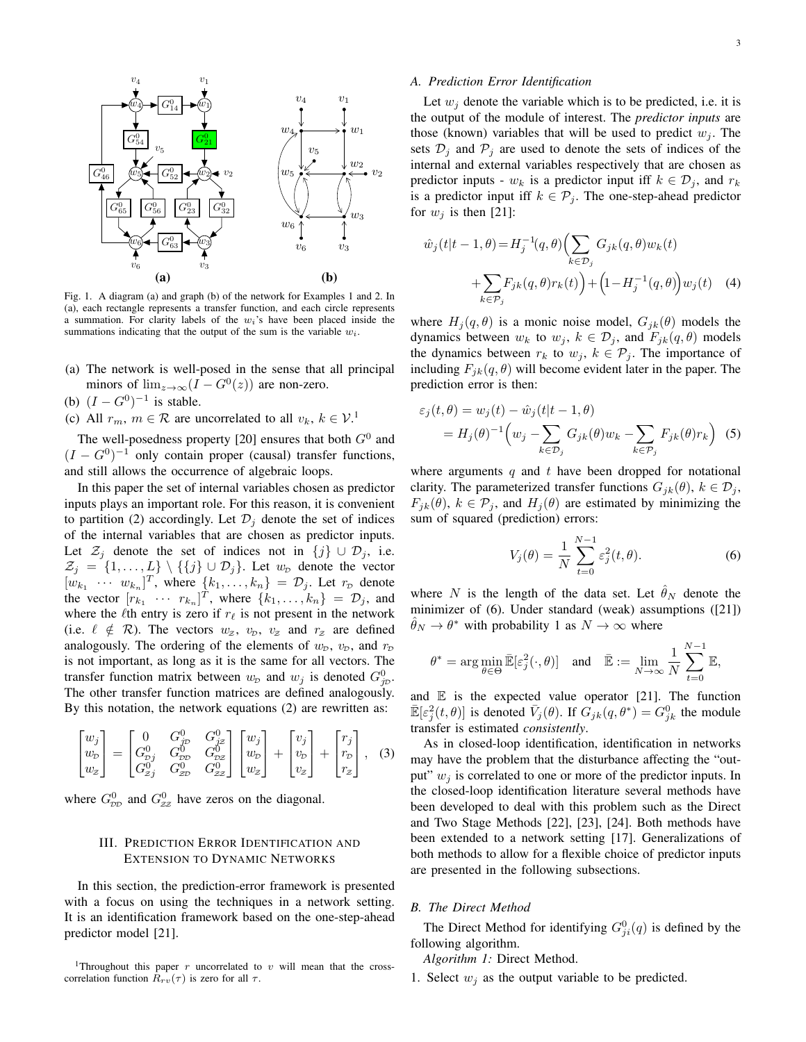Fig. 1. A diagram (a) and graph (b) of the network for Examples 1 and 2. In (a), each rectangle represents a transfer function, and each circle represents a summation. For clarity labels of the $w_i$'s have been placed inside the summations indicating that the output of the sum is the variable $w_i$.

(a) The network is well-posed in the sense that all principal minors of $\lim_{z\to\infty}(I - G^0(z))$ are non-zero.
(b) $(I - G^0)^{-1}$ is stable.
(c) All $r_m$, $m \in \mathcal{R}$ are uncorrelated to all $v_k$, $k \in \mathcal{V}$.[1]

The well-posedness property [20] ensures that both $G^0$ and $(I - G^0)^{-1}$ only contain proper (causal) transfer functions, and still allows the occurrence of algebraic loops.

In this paper the set of internal variables chosen as predictor inputs plays an important role. For this reason, it is convenient to partition (2) accordingly. Let $\mathcal{D}_j$ denote the set of indices of the internal variables that are chosen as predictor inputs. Let $\mathcal{Z}_j$ denote the set of indices not in $\{j\} \cup \mathcal{D}_j$, i.e. $\mathcal{Z}_j = \{1, \ldots, L\} \setminus \{\{j\} \cup \mathcal{D}_j\}$. Let $w_{\mathcal{D}}$ denote the vector $[w_{k_1} \ \cdots \ w_{k_n}]^T$, where $\{k_1, \ldots, k_n\} = \mathcal{D}_j$. Let $r_{\mathcal{D}}$ denote the vector $[r_{k_1} \ \cdots \ r_{k_n}]^T$, where $\{k_1, \ldots, k_n\} = \mathcal{D}_j$, and where the $\ell$th entry is zero if $r_\ell$ is not present in the network (i.e. $\ell \notin \mathcal{R}$). The vectors $w_{\mathcal{Z}}$, $v_{\mathcal{D}}$, $v_{\mathcal{Z}}$ and $r_{\mathcal{Z}}$ are defined analogously. The ordering of the elements of $w_{\mathcal{D}}$, $v_{\mathcal{D}}$, and $r_{\mathcal{D}}$ is not important, as long as it is the same for all vectors. The transfer function matrix between $w_{\mathcal{D}}$ and $w_j$ is denoted $G^0_{j\mathcal{D}}$. The other transfer function matrices are defined analogously. By this notation, the network equations (2) are rewritten as:

$$\begin{bmatrix} w_j \\ w_{\mathcal{D}} \\ w_{\mathcal{Z}} \end{bmatrix} = \begin{bmatrix} 0 & G^0_{j\mathcal{D}} & G^0_{j\mathcal{Z}} \\ G^0_{\mathcal{D}j} & G^0_{\mathcal{D}\mathcal{D}} & G^0_{\mathcal{D}\mathcal{Z}} \\ G^0_{\mathcal{Z}j} & G^0_{\mathcal{Z}\mathcal{D}} & G^0_{\mathcal{Z}\mathcal{Z}} \end{bmatrix} \begin{bmatrix} w_j \\ w_{\mathcal{D}} \\ w_{\mathcal{Z}} \end{bmatrix} + \begin{bmatrix} v_j \\ v_{\mathcal{D}} \\ v_{\mathcal{Z}} \end{bmatrix} + \begin{bmatrix} r_j \\ r_{\mathcal{D}} \\ r_{\mathcal{Z}} \end{bmatrix}, \quad (3)$$

where $G^0_{\mathcal{D}\mathcal{D}}$ and $G^0_{\mathcal{Z}\mathcal{Z}}$ have zeros on the diagonal.

## III. Prediction Error Identification and Extension to Dynamic Networks

In this section, the prediction-error framework is presented with a focus on using the techniques in a network setting. It is an identification framework based on the one-step-ahead predictor model [21].

[1] Throughout this paper $r$ uncorrelated to $v$ will mean that the cross-correlation function $R_{rv}(\tau)$ is zero for all $\tau$.

### A. Prediction Error Identification

Let $w_j$ denote the variable which is to be predicted, i.e. it is the output of the module of interest. The *predictor inputs* are those (known) variables that will be used to predict $w_j$. The sets $\mathcal{D}_j$ and $\mathcal{P}_j$ are used to denote the sets of indices of the internal and external variables respectively that are chosen as predictor inputs - $w_k$ is a predictor input iff $k \in \mathcal{D}_j$, and $r_k$ is a predictor input iff $k \in \mathcal{P}_j$. The one-step-ahead predictor for $w_j$ is then [21]:

$$\hat{w}_j(t|t-1,\theta) = H_j^{-1}(q,\theta)\Big(\sum_{k\in\mathcal{D}_j} G_{jk}(q,\theta)w_k(t) + \sum_{k\in\mathcal{P}_j} F_{jk}(q,\theta)r_k(t)\Big) + \Big(1 - H_j^{-1}(q,\theta)\Big)w_j(t) \quad (4)$$

where $H_j(q,\theta)$ is a monic noise model, $G_{jk}(\theta)$ models the dynamics between $w_k$ to $w_j$, $k \in \mathcal{D}_j$, and $F_{jk}(q,\theta)$ models the dynamics between $r_k$ to $w_j$, $k \in \mathcal{P}_j$. The importance of including $F_{jk}(q,\theta)$ will become evident later in the paper. The prediction error is then:

$$\begin{aligned} \varepsilon_j(t,\theta) &= w_j(t) - \hat{w}_j(t|t-1,\theta) \\ &= H_j(\theta)^{-1}\Big(w_j - \sum_{k\in\mathcal{D}_j} G_{jk}(\theta)w_k - \sum_{k\in\mathcal{P}_j} F_{jk}(\theta)r_k\Big) \end{aligned} \quad (5)$$

where arguments $q$ and $t$ have been dropped for notational clarity. The parameterized transfer functions $G_{jk}(\theta)$, $k \in \mathcal{D}_j$, $F_{jk}(\theta)$, $k \in \mathcal{P}_j$, and $H_j(\theta)$ are estimated by minimizing the sum of squared (prediction) errors:

$$V_j(\theta) = \frac{1}{N}\sum_{t=0}^{N-1} \varepsilon_j^2(t,\theta). \quad (6)$$

where $N$ is the length of the data set. Let $\hat{\theta}_N$ denote the minimizer of (6). Under standard (weak) assumptions ([21]) $\hat{\theta}_N \to \theta^*$ with probability 1 as $N \to \infty$ where

$$\theta^* = \arg\min_{\theta\in\Theta} \bar{\mathbb{E}}[\varepsilon_j^2(\cdot,\theta)] \quad \text{and} \quad \bar{\mathbb{E}} := \lim_{N\to\infty} \frac{1}{N}\sum_{t=0}^{N-1} \mathbb{E},$$

and $\mathbb{E}$ is the expected value operator [21]. The function $\bar{\mathbb{E}}[\varepsilon_j^2(t,\theta)]$ is denoted $\bar{V}_j(\theta)$. If $G_{jk}(q,\theta^*) = G^0_{jk}$ the module transfer is estimated *consistently*.

As in closed-loop identification, identification in networks may have the problem that the disturbance affecting the "output" $w_j$ is correlated to one or more of the predictor inputs. In the closed-loop identification literature several methods have been developed to deal with this problem such as the Direct and Two Stage Methods [22], [23], [24]. Both methods have been extended to a network setting [17]. Generalizations of both methods to allow for a flexible choice of predictor inputs are presented in the following subsections.

### B. The Direct Method

The Direct Method for identifying $G^0_{ji}(q)$ is defined by the following algorithm.

*Algorithm 1:* Direct Method.

1. Select $w_j$ as the output variable to be predicted.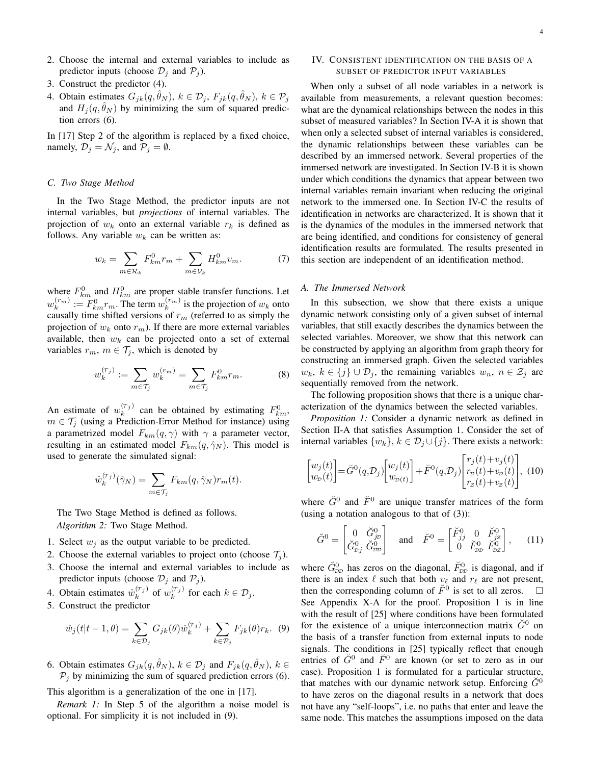2. Choose the internal and external variables to include as predictor inputs (choose $\mathcal{D}_j$ and $\mathcal{P}_j$).
3. Construct the predictor (4).
4. Obtain estimates $G_{jk}(q,\hat{\theta}_N)$, $k \in \mathcal{D}_j$, $F_{jk}(q,\hat{\theta}_N)$, $k \in \mathcal{P}_j$ and $H_j(q,\hat{\theta}_N)$ by minimizing the sum of squared prediction errors (6).

In [17] Step 2 of the algorithm is replaced by a fixed choice, namely, $\mathcal{D}_j = \mathcal{N}_j$, and $\mathcal{P}_j = \emptyset$.

### C. Two Stage Method

In the Two Stage Method, the predictor inputs are not internal variables, but *projections* of internal variables. The projection of $w_k$ onto an external variable $r_k$ is defined as follows. Any variable $w_k$ can be written as:

$$w_k = \sum_{m\in\mathcal{R}_k} F^0_{km} r_m + \sum_{m\in\mathcal{V}_k} H^0_{km} v_m. \tag{7}$$

where $F^0_{km}$ and $H^0_{km}$ are proper stable transfer functions. Let $w_k^{(r_m)} := F^0_{km} r_m$. The term $w_k^{(r_m)}$ is the projection of $w_k$ onto causally time shifted versions of $r_m$ (referred to as simply the projection of $w_k$ onto $r_m$). If there are more external variables available, then $w_k$ can be projected onto a set of external variables $r_m$, $m \in \mathcal{T}_j$, which is denoted by

$$w_k^{(\mathcal{T}_j)} := \sum_{m\in\mathcal{T}_j} w_k^{(r_m)} = \sum_{m\in\mathcal{T}_j} F^0_{km} r_m. \tag{8}$$

An estimate of $w_k^{(\mathcal{T}_j)}$ can be obtained by estimating $F^0_{km}$, $m \in \mathcal{T}_j$ (using a Prediction-Error Method for instance) using a parametrized model $F_{km}(q,\gamma)$ with $\gamma$ a parameter vector, resulting in an estimated model $F_{km}(q,\hat{\gamma}_N)$. This model is used to generate the simulated signal:

$$\hat{w}_k^{(\mathcal{T}_j)}(\hat{\gamma}_N) = \sum_{m\in\mathcal{T}_j} F_{km}(q,\hat{\gamma}_N) r_m(t).$$

The Two Stage Method is defined as follows.

*Algorithm 2:* Two Stage Method.

1. Select $w_j$ as the output variable to be predicted.
2. Choose the external variables to project onto (choose $\mathcal{T}_j$).
3. Choose the internal and external variables to include as predictor inputs (choose $\mathcal{D}_j$ and $\mathcal{P}_j$).
4. Obtain estimates $\hat{w}_k^{(\mathcal{T}_j)}$ of $w_k^{(\mathcal{T}_j)}$ for each $k \in \mathcal{D}_j$.
5. Construct the predictor

$$\hat{w}_j(t|t-1,\theta) = \sum_{k\in\mathcal{D}_j} G_{jk}(\theta)\hat{w}_k^{(\mathcal{T}_j)} + \sum_{k\in\mathcal{P}_j} F_{jk}(\theta) r_k. \tag{9}$$

6. Obtain estimates $G_{jk}(q,\hat{\theta}_N)$, $k \in \mathcal{D}_j$ and $F_{jk}(q,\hat{\theta}_N)$, $k \in \mathcal{P}_j$ by minimizing the sum of squared prediction errors (6).

This algorithm is a generalization of the one in [17].

*Remark 1:* In Step 5 of the algorithm a noise model is optional. For simplicity it is not included in (9).

## IV. Consistent identification on the basis of a subset of predictor input variables

When only a subset of all node variables in a network is available from measurements, a relevant question becomes: what are the dynamical relationships between the nodes in this subset of measured variables? In Section IV-A it is shown that when only a selected subset of internal variables is considered, the dynamic relationships between these variables can be described by an immersed network. Several properties of the immersed network are investigated. In Section IV-B it is shown under which conditions the dynamics that appear between two internal variables remain invariant when reducing the original network to the immersed one. In Section IV-C the results of identification in networks are characterized. It is shown that it is the dynamics of the modules in the immersed network that are being identified, and conditions for consistency of general identification results are formulated. The results presented in this section are independent of an identification method.

### A. The Immersed Network

In this subsection, we show that there exists a unique dynamic network consisting only of a given subset of internal variables, that still exactly describes the dynamics between the selected variables. Moreover, we show that this network can be constructed by applying an algorithm from graph theory for constructing an immersed graph. Given the selected variables $w_k$, $k \in \{j\} \cup \mathcal{D}_j$, the remaining variables $w_n$, $n \in \mathcal{Z}_j$ are sequentially removed from the network.

The following proposition shows that there is a unique characterization of the dynamics between the selected variables.

*Proposition 1:* Consider a dynamic network as defined in Section II-A that satisfies Assumption 1. Consider the set of internal variables $\{w_k\}$, $k \in \mathcal{D}_j \cup \{j\}$. There exists a network:

$$\begin{bmatrix} w_j(t) \\ w_{\mathcal{D}}(t)\end{bmatrix} = \breve{G}^0(q,\mathcal{D}_j)\begin{bmatrix} w_j(t) \\ w_{\mathcal{D}(t)}\end{bmatrix} + \breve{F}^0(q,\mathcal{D}_j)\begin{bmatrix} r_j(t)+v_j(t) \\ r_{\mathcal{D}}(t)+v_{\mathcal{D}}(t) \\ r_{\mathcal{Z}}(t)+v_{\mathcal{Z}}(t)\end{bmatrix}, \tag{10}$$

where $\breve{G}^0$ and $\breve{F}^0$ are unique transfer matrices of the form (using a notation analogous to that of (3)):

$$\breve{G}^0 = \begin{bmatrix} 0 & \breve{G}^0_{j\mathcal{D}} \\ \breve{G}^0_{\mathcal{D}j} & \breve{G}^0_{\mathcal{D}\mathcal{D}}\end{bmatrix} \quad \text{and} \quad \breve{F}^0 = \begin{bmatrix} \breve{F}^0_{jj} & 0 & \breve{F}^0_{j\mathcal{Z}} \\ 0 & \breve{F}^0_{\mathcal{D}\mathcal{D}} & \breve{F}^0_{\mathcal{D}\mathcal{Z}}\end{bmatrix}, \tag{11}$$

where $\breve{G}^0_{\mathcal{D}\mathcal{D}}$ has zeros on the diagonal, $\breve{F}^0_{\mathcal{D}\mathcal{D}}$ is diagonal, and if there is an index $\ell$ such that both $v_\ell$ and $r_\ell$ are not present, then the corresponding column of $\breve{F}^0$ is set to all zeros. □

See Appendix X-A for the proof. Proposition 1 is in line with the result of [25] where conditions have been formulated for the existence of a unique interconnection matrix $\breve{G}^0$ on the basis of a transfer function from external inputs to node signals. The conditions in [25] typically reflect that enough entries of $\breve{G}^0$ and $\breve{F}^0$ are known (or set to zero as in our case). Proposition 1 is formulated for a particular structure, that matches with our dynamic network setup. Enforcing $\breve{G}^0$ to have zeros on the diagonal results in a network that does not have any "self-loops", i.e. no paths that enter and leave the same node. This matches the assumptions imposed on the data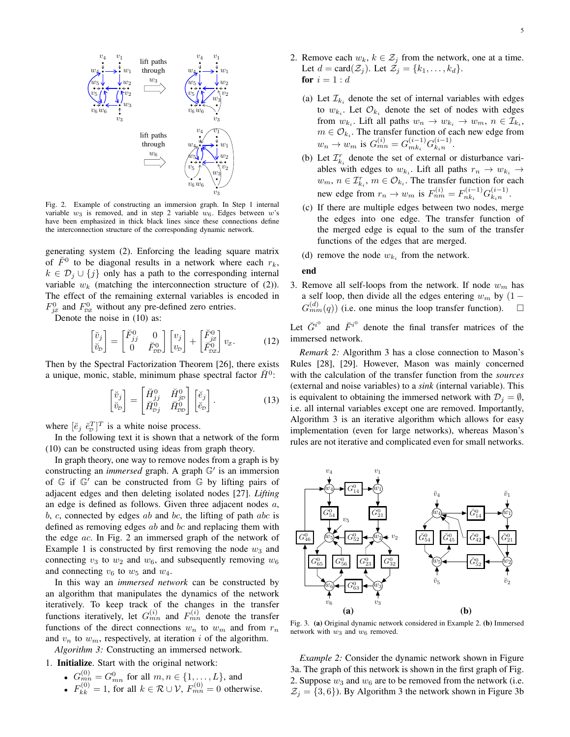Fig. 2. Example of constructing an immersion graph. In Step 1 internal variable $w_3$ is removed, and in step 2 variable $w_6$. Edges between $w$'s have been emphasized in thick black lines since these connections define the interconnection structure of the corresponding dynamic network.

generating system (2). Enforcing the leading square matrix of $\breve{F}^0$ to be diagonal results in a network where each $r_k$, $k \in \mathcal{D}_j \cup \{j\}$ only has a path to the corresponding internal variable $w_k$ (matching the interconnection structure of (2)). The effect of the remaining external variables is encoded in $F^0_{j\mathcal{Z}}$ and $F^0_{\mathcal{D}\mathcal{Z}}$ without any pre-defined zero entries.

Denote the noise in (10) as:

$$\begin{bmatrix} \breve{v}_j \\ \breve{v}_{\mathcal{D}} \end{bmatrix} = \begin{bmatrix} \breve{F}^0_{jj} & 0 \\ 0 & \breve{F}^0_{\mathcal{D}\mathcal{D}} \end{bmatrix} \begin{bmatrix} v_j \\ v_{\mathcal{D}} \end{bmatrix} + \begin{bmatrix} \breve{F}^0_{j\mathcal{Z}} \\ \breve{F}^0_{\mathcal{D}\mathcal{Z}} \end{bmatrix} v_{\mathcal{Z}}. \tag{12}$$

Then by the Spectral Factorization Theorem [26], there exists a unique, monic, stable, minimum phase spectral factor $\breve{H}^0$:

$$\begin{bmatrix} \breve{v}_j \\ \breve{v}_{\mathcal{D}} \end{bmatrix} = \begin{bmatrix} \breve{H}^0_{jj} & \breve{H}^0_{j\mathcal{D}} \\ \breve{H}^0_{\mathcal{D}j} & \breve{H}^0_{\mathcal{D}\mathcal{D}} \end{bmatrix} \begin{bmatrix} \breve{e}_j \\ \breve{e}_{\mathcal{D}} \end{bmatrix}. \tag{13}$$

where $[\breve{e}_j \ \breve{e}_{\mathcal{D}}^T]^T$ is a white noise process.

In the following text it is shown that a network of the form (10) can be constructed using ideas from graph theory.

In graph theory, one way to remove nodes from a graph is by constructing an *immersed* graph. A graph $\mathbb{G}'$ is an immersion of $\mathbb{G}$ if $\mathbb{G}'$ can be constructed from $\mathbb{G}$ by lifting pairs of adjacent edges and then deleting isolated nodes [27]. *Lifting* an edge is defined as follows. Given three adjacent nodes $a$, $b$, $c$, connected by edges $ab$ and $bc$, the lifting of path $abc$ is defined as removing edges $ab$ and $bc$ and replacing them with the edge $ac$. In Fig. 2 an immersed graph of the network of Example 1 is constructed by first removing the node $w_3$ and connecting $v_3$ to $w_2$ and $w_6$, and subsequently removing $w_6$ and connecting $v_6$ to $w_5$ and $w_4$.

In this way an *immersed network* can be constructed by an algorithm that manipulates the dynamics of the network iteratively. To keep track of the changes in the transfer functions iteratively, let $G^{(i)}_{mn}$ and $F^{(i)}_{mn}$ denote the transfer functions of the direct connections $w_n$ to $w_m$ and from $r_n$ and $v_n$ to $w_m$, respectively, at iteration $i$ of the algorithm.

*Algorithm 3:* Constructing an immersed network.

1. **Initialize**. Start with the original network:
   - $G^{(0)}_{mn} = G^0_{mn}$ for all $m, n \in \{1, \dots, L\}$, and
   - $F^{(0)}_{kk} = 1$, for all $k \in \mathcal{R} \cup \mathcal{V}$, $F^{(0)}_{mn} = 0$ otherwise.
2. Remove each $w_k$, $k \in \mathcal{Z}_j$ from the network, one at a time. Let $d = \text{card}(\mathcal{Z}_j)$. Let $\mathcal{Z}_j = \{k_1, \dots, k_d\}$.
   **for** $i = 1 : d$
   (a) Let $\mathcal{I}_{k_i}$ denote the set of internal variables with edges to $w_{k_i}$. Let $\mathcal{O}_{k_i}$ denote the set of nodes with edges from $w_{k_i}$. Lift all paths $w_n \to w_{k_i} \to w_m$, $n \in \mathcal{I}_{k_i}$, $m \in \mathcal{O}_{k_i}$. The transfer function of each new edge from $w_n \to w_m$ is $G^{(i)}_{mn} = G^{(i-1)}_{mk_i} G^{(i-1)}_{k_i n}$.
   (b) Let $\mathcal{I}^r_{k_i}$ denote the set of external or disturbance variables with edges to $w_{k_i}$. Lift all paths $r_n \to w_{k_i} \to w_m$, $n \in \mathcal{I}^r_{k_i}$, $m \in \mathcal{O}_{k_i}$. The transfer function for each new edge from $r_n \to w_m$ is $F^{(i)}_{nm} = F^{(i-1)}_{nk_i} G^{(i-1)}_{k_i n}$.
   (c) If there are multiple edges between two nodes, merge the edges into one edge. The transfer function of the merged edge is equal to the sum of the transfer functions of the edges that are merged.
   (d) remove the node $w_{k_i}$ from the network.
   
   **end**
3. Remove all self-loops from the network. If node $w_m$ has a self loop, then divide all the edges entering $w_m$ by $(1 - G^{(d)}_{mm}(q))$ (i.e. one minus the loop transfer function). $\square$

Let $\breve{G}^{i^0}$ and $\breve{F}^{i^0}$ denote the final transfer matrices of the immersed network.

*Remark 2:* Algorithm 3 has a close connection to Mason's Rules [28], [29]. However, Mason was mainly concerned with the calculation of the transfer function from the *sources* (external and noise variables) to a *sink* (internal variable). This is equivalent to obtaining the immersed network with $\mathcal{D}_j = \emptyset$, i.e. all internal variables except one are removed. Importantly, Algorithm 3 is an iterative algorithm which allows for easy implementation (even for large networks), whereas Mason's rules are not iterative and complicated even for small networks.

Fig. 3. **(a)** Original dynamic network considered in Example 2. **(b)** Immersed network with $w_3$ and $w_6$ removed.

*Example 2:* Consider the dynamic network shown in Figure 3a. The graph of this network is shown in the first graph of Fig. 2. Suppose $w_3$ and $w_6$ are to be removed from the network (i.e. $\mathcal{Z}_j = \{3, 6\}$). By Algorithm 3 the network shown in Figure 3b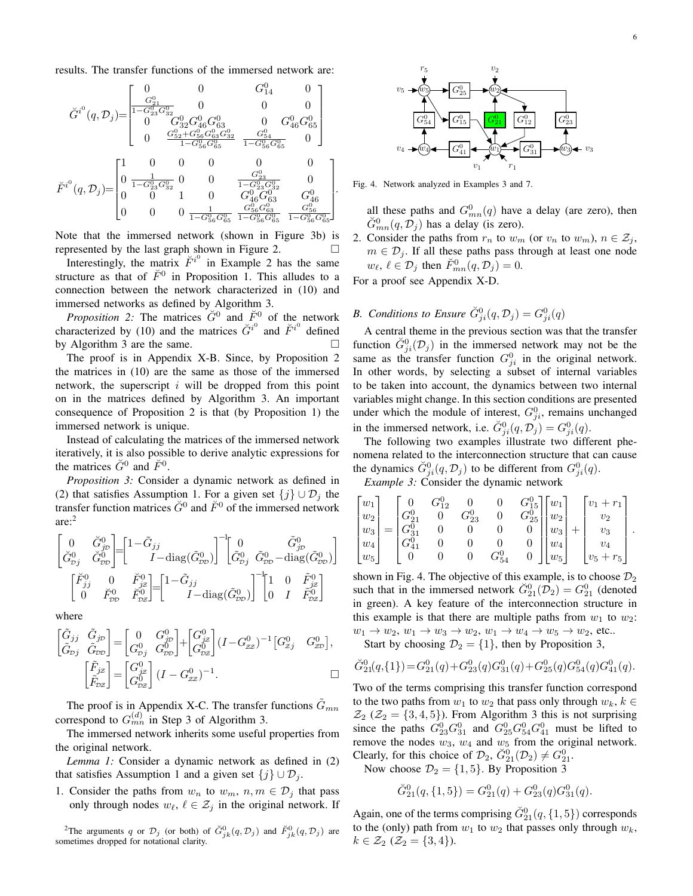results. The transfer functions of the immersed network are:

$$\breve{G}^{i^0}(q,\mathcal{D}_j)=\begin{bmatrix} 0 & 0 & G_{14}^0 & 0 \\ \frac{G_{21}^0}{1-G_{23}^0G_{32}^0} & 0 & 0 & 0 \\ 0 & G_{32}^0G_{46}^0G_{63}^0 & 0 & G_{46}^0G_{65}^0 \\ 0 & \frac{G_{52}^0+G_{56}^0G_{63}^0G_{32}^0}{1-G_{56}^0G_{65}^0} & \frac{G_{54}^0}{1-G_{56}^0G_{65}^0} & 0 \end{bmatrix}$$

$$\breve{F}^{i^0}(q,\mathcal{D}_j)=\begin{bmatrix} 1 & 0 & 0 & 0 & 0 & 0 \\ 0 & \frac{1}{1-G_{23}^0G_{32}^0} & 0 & 0 & \frac{G_{23}^0}{1-G_{23}^0G_{32}^0} & 0 \\ 0 & 0 & 1 & 0 & G_{46}^0G_{63}^0 & G_{46}^0 \\ 0 & 0 & 0 & \frac{1}{1-G_{56}^0G_{65}^0} & \frac{G_{56}^0G_{63}^0}{1-G_{56}^0G_{65}^0} & \frac{G_{56}^0}{1-G_{56}^0G_{65}^0} \end{bmatrix}.$$

Note that the immersed network (shown in Figure 3b) is represented by the last graph shown in Figure 2. $\square$

Interestingly, the matrix $\breve{F}^{i^0}$ in Example 2 has the same structure as that of $\breve{F}^0$ in Proposition 1. This alludes to a connection between the network characterized in (10) and immersed networks as defined by Algorithm 3.

*Proposition 2:* The matrices $\breve{G}^0$ and $\breve{F}^0$ of the network characterized by (10) and the matrices $\breve{G}^{i^0}$ and $\breve{F}^{i^0}$ defined by Algorithm 3 are the same. $\square$

The proof is in Appendix X-B. Since, by Proposition 2 the matrices in (10) are the same as those of the immersed network, the superscript $i$ will be dropped from this point on in the matrices defined by Algorithm 3. An important consequence of Proposition 2 is that (by Proposition 1) the immersed network is unique.

Instead of calculating the matrices of the immersed network iteratively, it is also possible to derive analytic expressions for the matrices $\breve{G}^0$ and $\breve{F}^0$.

*Proposition 3:* Consider a dynamic network as defined in (2) that satisfies Assumption 1. For a given set $\{j\}\cup\mathcal{D}_j$ the transfer function matrices $\breve{G}^0$ and $\breve{F}^0$ of the immersed network are:[2]

$$\begin{bmatrix} 0 & \breve{G}_{j\mathcal{D}}^0 \\ \breve{G}_{\mathcal{D}j}^0 & \breve{G}_{\mathcal{D}\mathcal{D}}^0 \end{bmatrix}=\begin{bmatrix} 1-\tilde{G}_{jj} & \\ & I-\text{diag}(\tilde{G}_{\mathcal{D}\mathcal{D}}^0) \end{bmatrix}^{-1}\begin{bmatrix} 0 & \tilde{G}_{j\mathcal{D}}^0 \\ \tilde{G}_{\mathcal{D}j}^0 & \tilde{G}_{\mathcal{D}\mathcal{D}}^0-\text{diag}(\tilde{G}_{\mathcal{D}\mathcal{D}}^0) \end{bmatrix}$$

$$\begin{bmatrix} \breve{F}_{jj}^0 & 0 & \breve{F}_{j\mathcal{Z}}^0 \\ 0 & \breve{F}_{\mathcal{D}\mathcal{D}}^0 & \breve{F}_{\mathcal{D}\mathcal{Z}}^0 \end{bmatrix}=\begin{bmatrix} 1-\tilde{G}_{jj} & \\ & I-\text{diag}(\tilde{G}_{\mathcal{D}\mathcal{D}}^0) \end{bmatrix}^{-1}\begin{bmatrix} 1 & 0 & \tilde{F}_{j\mathcal{Z}}^0 \\ 0 & I & \tilde{F}_{\mathcal{D}\mathcal{Z}}^0 \end{bmatrix}$$

where

$$\begin{bmatrix} \tilde{G}_{jj} & \tilde{G}_{j\mathcal{D}} \\ \tilde{G}_{\mathcal{D}j} & \tilde{G}_{\mathcal{D}\mathcal{D}} \end{bmatrix}=\begin{bmatrix} 0 & G_{j\mathcal{D}}^0 \\ G_{\mathcal{D}j}^0 & G_{\mathcal{D}\mathcal{D}}^0 \end{bmatrix}+\begin{bmatrix} G_{j\mathcal{Z}}^0 \\ G_{\mathcal{D}\mathcal{Z}}^0 \end{bmatrix}(I-G_{\mathcal{Z}\mathcal{Z}}^0)^{-1}\begin{bmatrix} G_{\mathcal{Z}j}^0 & G_{\mathcal{Z}\mathcal{D}}^0 \end{bmatrix},$$

$$\begin{bmatrix} \tilde{F}_{j\mathcal{Z}} \\ \tilde{F}_{\mathcal{D}\mathcal{Z}} \end{bmatrix}=\begin{bmatrix} G_{j\mathcal{Z}}^0 \\ G_{\mathcal{D}\mathcal{Z}}^0 \end{bmatrix}(I-G_{\mathcal{Z}\mathcal{Z}}^0)^{-1}. \qquad \square$$

The proof is in Appendix X-C. The transfer functions $\tilde{G}_{mn}$ correspond to $G_{mn}^{(d)}$ in Step 3 of Algorithm 3.

The immersed network inherits some useful properties from the original network.

*Lemma 1:* Consider a dynamic network as defined in (2) that satisfies Assumption 1 and a given set $\{j\}\cup\mathcal{D}_j$.

1. Consider the paths from $w_n$ to $w_m$, $n,m\in\mathcal{D}_j$ that pass only through nodes $w_\ell$, $\ell\in\mathcal{Z}_j$ in the original network. If all these paths and $G_{mn}^0(q)$ have a delay (are zero), then $\breve{G}_{mn}^0(q,\mathcal{D}_j)$ has a delay (is zero).
2. Consider the paths from $r_n$ to $w_m$ (or $v_n$ to $w_m$), $n\in\mathcal{Z}_j$, $m\in\mathcal{D}_j$. If all these paths pass through at least one node $w_\ell$, $\ell\in\mathcal{D}_j$ then $\breve{F}_{mn}^0(q,\mathcal{D}_j)=0$.

For a proof see Appendix X-D.

[2] The arguments $q$ or $\mathcal{D}_j$ (or both) of $\breve{G}_{jk}^0(q,\mathcal{D}_j)$ and $\breve{F}_{jk}^0(q,\mathcal{D}_j)$ are sometimes dropped for notational clarity.

Fig. 4. Network analyzed in Examples 3 and 7.

### B. Conditions to Ensure $\breve{G}_{ji}^0(q,\mathcal{D}_j)=G_{ji}^0(q)$

A central theme in the previous section was that the transfer function $\breve{G}_{ji}^0(\mathcal{D}_j)$ in the immersed network may not be the same as the transfer function $G_{ji}^0$ in the original network. In other words, by selecting a subset of internal variables to be taken into account, the dynamics between two internal variables might change. In this section conditions are presented under which the module of interest, $G_{ji}^0$, remains unchanged in the immersed network, i.e. $\breve{G}_{ji}^0(q,\mathcal{D}_j)=G_{ji}^0(q)$.

The following two examples illustrate two different phenomena related to the interconnection structure that can cause the dynamics $\breve{G}_{ji}^0(q,\mathcal{D}_j)$ to be different from $G_{ji}^0(q)$.

*Example 3:* Consider the dynamic network

$$\begin{bmatrix} w_1 \\ w_2 \\ w_3 \\ w_4 \\ w_5 \end{bmatrix}=\begin{bmatrix} 0 & G_{12}^0 & 0 & 0 & G_{15}^0 \\ G_{21}^0 & 0 & G_{23}^0 & 0 & G_{25}^0 \\ G_{31}^0 & 0 & 0 & 0 & 0 \\ G_{41}^0 & 0 & 0 & 0 & 0 \\ 0 & 0 & 0 & G_{54}^0 & 0 \end{bmatrix}\begin{bmatrix} w_1 \\ w_2 \\ w_3 \\ w_4 \\ w_5 \end{bmatrix}+\begin{bmatrix} v_1+r_1 \\ v_2 \\ v_3 \\ v_4 \\ v_5+r_5 \end{bmatrix}.$$

shown in Fig. 4. The objective of this example, is to choose $\mathcal{D}_2$ such that in the immersed network $\breve{G}_{21}^0(\mathcal{D}_2)=G_{21}^0$ (denoted in green). A key feature of the interconnection structure in this example is that there are multiple paths from $w_1$ to $w_2$: $w_1\to w_2$, $w_1\to w_3\to w_2$, $w_1\to w_4\to w_5\to w_2$, etc..

Start by choosing $\mathcal{D}_2=\{1\}$, then by Proposition 3,

$$\breve{G}_{21}^0(q,\{1\})=G_{21}^0(q)+G_{23}^0(q)G_{31}^0(q)+G_{25}^0(q)G_{54}^0(q)G_{41}^0(q).$$

Two of the terms comprising this transfer function correspond to the two paths from $w_1$ to $w_2$ that pass only through $w_k$, $k\in\mathcal{Z}_2$ ($\mathcal{Z}_2=\{3,4,5\}$). From Algorithm 3 this is not surprising since the paths $G_{23}^0G_{31}^0$ and $G_{25}^0G_{54}^0G_{41}^0$ must be lifted to remove the nodes $w_3$, $w_4$ and $w_5$ from the original network. Clearly, for this choice of $\mathcal{D}_2$, $\breve{G}_{21}^0(\mathcal{D}_2)\neq G_{21}^0$.

Now choose $\mathcal{D}_2=\{1,5\}$. By Proposition 3

$$\breve{G}_{21}^0(q,\{1,5\})=G_{21}^0(q)+G_{23}^0(q)G_{31}^0(q).$$

Again, one of the terms comprising $\breve{G}_{21}^0(q,\{1,5\})$ corresponds to the (only) path from $w_1$ to $w_2$ that passes only through $w_k$, $k\in\mathcal{Z}_2$ ($\mathcal{Z}_2=\{3,4\}$).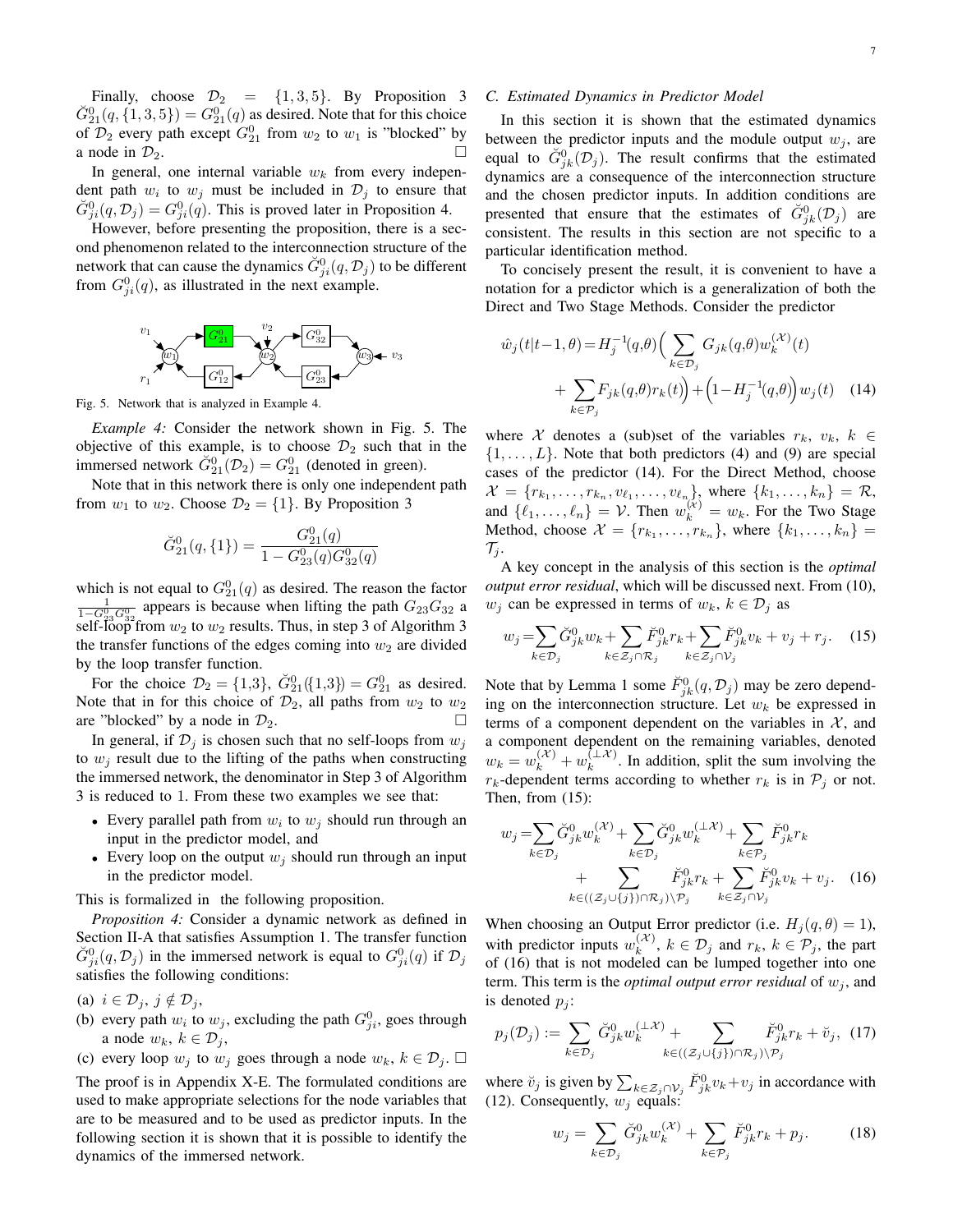Finally, choose $\mathcal{D}_2 = \{1, 3, 5\}$. By Proposition 3 $\breve{G}^0_{21}(q, \{1, 3, 5\}) = G^0_{21}(q)$ as desired. Note that for this choice of $\mathcal{D}_2$ every path except $G^0_{21}$ from $w_2$ to $w_1$ is "blocked" by a node in $\mathcal{D}_2$. □

In general, one internal variable $w_k$ from every independent path $w_i$ to $w_j$ must be included in $\mathcal{D}_j$ to ensure that $\breve{G}^0_{ji}(q, \mathcal{D}_j) = G^0_{ji}(q)$. This is proved later in Proposition 4.

However, before presenting the proposition, there is a second phenomenon related to the interconnection structure of the network that can cause the dynamics $\breve{G}^0_{ji}(q, \mathcal{D}_j)$ to be different from $G^0_{ji}(q)$, as illustrated in the next example.

Fig. 5. Network that is analyzed in Example 4.

*Example 4:* Consider the network shown in Fig. 5. The objective of this example, is to choose $\mathcal{D}_2$ such that in the immersed network $\breve{G}^0_{21}(\mathcal{D}_2) = G^0_{21}$ (denoted in green).

Note that in this network there is only one independent path from $w_1$ to $w_2$. Choose $\mathcal{D}_2 = \{1\}$. By Proposition 3

$$\breve{G}^0_{21}(q, \{1\}) = \frac{G^0_{21}(q)}{1 - G^0_{23}(q)G^0_{32}(q)}$$

which is not equal to $G^0_{21}(q)$ as desired. The reason the factor $\frac{1}{1-G^0_{23}G^0_{32}}$ appears is because when lifting the path $G_{23}G_{32}$ a self-loop from $w_2$ to $w_2$ results. Thus, in step 3 of Algorithm 3 the transfer functions of the edges coming into $w_2$ are divided by the loop transfer function.

For the choice $\mathcal{D}_2 = \{1,3\}$, $\breve{G}^0_{21}(\{1,3\}) = G^0_{21}$ as desired. Note that in for this choice of $\mathcal{D}_2$, all paths from $w_2$ to $w_2$ are "blocked" by a node in $\mathcal{D}_2$. □

In general, if $\mathcal{D}_j$ is chosen such that no self-loops from $w_j$ to $w_j$ result due to the lifting of the paths when constructing the immersed network, the denominator in Step 3 of Algorithm 3 is reduced to 1. From these two examples we see that:

- Every parallel path from $w_i$ to $w_j$ should run through an input in the predictor model, and
- Every loop on the output $w_j$ should run through an input in the predictor model.

This is formalized in the following proposition.

*Proposition 4:* Consider a dynamic network as defined in Section II-A that satisfies Assumption 1. The transfer function $\breve{G}^0_{ji}(q, \mathcal{D}_j)$ in the immersed network is equal to $G^0_{ji}(q)$ if $\mathcal{D}_j$ satisfies the following conditions:

(a) $i \in \mathcal{D}_j$, $j \notin \mathcal{D}_j$,

(b) every path $w_i$ to $w_j$, excluding the path $G^0_{ji}$, goes through a node $w_k$, $k \in \mathcal{D}_j$,

(c) every loop $w_j$ to $w_j$ goes through a node $w_k$, $k \in \mathcal{D}_j$. □

The proof is in Appendix X-E. The formulated conditions are used to make appropriate selections for the node variables that are to be measured and to be used as predictor inputs. In the following section it is shown that it is possible to identify the dynamics of the immersed network.

### C. Estimated Dynamics in Predictor Model

In this section it is shown that the estimated dynamics between the predictor inputs and the module output $w_j$, are equal to $\breve{G}^0_{jk}(\mathcal{D}_j)$. The result confirms that the estimated dynamics are a consequence of the interconnection structure and the chosen predictor inputs. In addition conditions are presented that ensure that the estimates of $\breve{G}^0_{jk}(\mathcal{D}_j)$ are consistent. The results in this section are not specific to a particular identification method.

To concisely present the result, it is convenient to have a notation for a predictor which is a generalization of both the Direct and Two Stage Methods. Consider the predictor

$$\hat{w}_j(t|t-1,\theta) = H_j^{-1}(q,\theta)\Big(\sum_{k\in\mathcal{D}_j} G_{jk}(q,\theta)w_k^{(\mathcal{X})}(t) + \sum_{k\in\mathcal{P}_j} F_{jk}(q,\theta)r_k(t)\Big) + \Big(1 - H_j^{-1}(q,\theta)\Big)w_j(t) \quad (14)$$

where $\mathcal{X}$ denotes a (sub)set of the variables $r_k$, $v_k$, $k \in \{1,\ldots,L\}$. Note that both predictors (4) and (9) are special cases of the predictor (14). For the Direct Method, choose $\mathcal{X} = \{r_{k_1},\ldots,r_{k_n}, v_{\ell_1},\ldots,v_{\ell_n}\}$, where $\{k_1,\ldots,k_n\} = \mathcal{R}$, and $\{\ell_1,\ldots,\ell_n\} = \mathcal{V}$. Then $w_k^{(\mathcal{X})} = w_k$. For the Two Stage Method, choose $\mathcal{X} = \{r_{k_1},\ldots,r_{k_n}\}$, where $\{k_1,\ldots,k_n\} = \mathcal{T}_j$.

A key concept in the analysis of this section is the *optimal output error residual*, which will be discussed next. From (10), $w_j$ can be expressed in terms of $w_k$, $k \in \mathcal{D}_j$ as

$$w_j = \sum_{k\in\mathcal{D}_j}\breve{G}^0_{jk}w_k + \sum_{k\in\mathcal{Z}_j\cap\mathcal{R}_j}\breve{F}^0_{jk}r_k + \sum_{k\in\mathcal{Z}_j\cap\mathcal{V}_j}\breve{F}^0_{jk}v_k + v_j + r_j. \quad (15)$$

Note that by Lemma 1 some $\breve{F}^0_{jk}(q,\mathcal{D}_j)$ may be zero depending on the interconnection structure. Let $w_k$ be expressed in terms of a component dependent on the variables in $\mathcal{X}$, and a component dependent on the remaining variables, denoted $w_k = w_k^{(\mathcal{X})} + w_k^{(\perp\mathcal{X})}$. In addition, split the sum involving the $r_k$-dependent terms according to whether $r_k$ is in $\mathcal{P}_j$ or not. Then, from (15):

$$w_j = \sum_{k\in\mathcal{D}_j}\breve{G}^0_{jk}w_k^{(\mathcal{X})} + \sum_{k\in\mathcal{D}_j}\breve{G}^0_{jk}w_k^{(\perp\mathcal{X})} + \sum_{k\in\mathcal{P}_j}\breve{F}^0_{jk}r_k + \sum_{k\in((\mathcal{Z}_j\cup\{j\})\cap\mathcal{R}_j)\setminus\mathcal{P}_j}\breve{F}^0_{jk}r_k + \sum_{k\in\mathcal{Z}_j\cap\mathcal{V}_j}\breve{F}^0_{jk}v_k + v_j. \quad (16)$$

When choosing an Output Error predictor (i.e. $H_j(q,\theta) = 1$), with predictor inputs $w_k^{(\mathcal{X})}$, $k \in \mathcal{D}_j$ and $r_k$, $k \in \mathcal{P}_j$, the part of (16) that is not modeled can be lumped together into one term. This term is the *optimal output error residual* of $w_j$, and is denoted $p_j$:

$$p_j(\mathcal{D}_j) := \sum_{k\in\mathcal{D}_j}\breve{G}^0_{jk}w_k^{(\perp\mathcal{X})} + \sum_{k\in((\mathcal{Z}_j\cup\{j\})\cap\mathcal{R}_j)\setminus\mathcal{P}_j}\breve{F}^0_{jk}r_k + \breve{v}_j, \quad (17)$$

where $\breve{v}_j$ is given by $\sum_{k\in\mathcal{Z}_j\cap\mathcal{V}_j}\breve{F}^0_{jk}v_k + v_j$ in accordance with (12). Consequently, $w_j$ equals:

$$w_j = \sum_{k\in\mathcal{D}_j}\breve{G}^0_{jk}w_k^{(\mathcal{X})} + \sum_{k\in\mathcal{P}_j}\breve{F}^0_{jk}r_k + p_j. \quad (18)$$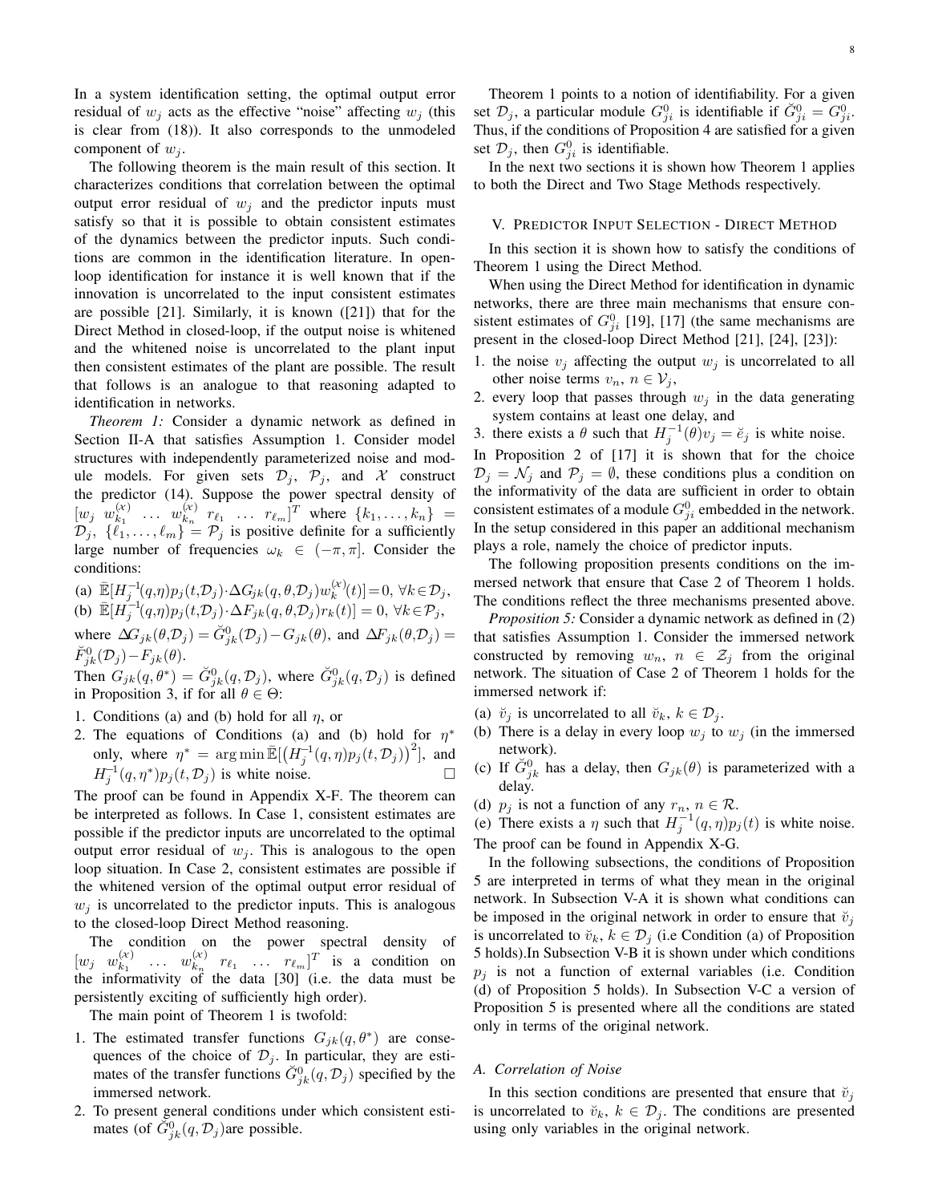In a system identification setting, the optimal output error residual of $w_j$ acts as the effective "noise" affecting $w_j$ (this is clear from (18)). It also corresponds to the unmodeled component of $w_j$.

The following theorem is the main result of this section. It characterizes conditions that correlation between the optimal output error residual of $w_j$ and the predictor inputs must satisfy so that it is possible to obtain consistent estimates of the dynamics between the predictor inputs. Such conditions are common in the identification literature. In open-loop identification for instance it is well known that if the innovation is uncorrelated to the input consistent estimates are possible [21]. Similarly, it is known ([21]) that for the Direct Method in closed-loop, if the output noise is whitened and the whitened noise is uncorrelated to the plant input then consistent estimates of the plant are possible. The result that follows is an analogue to that reasoning adapted to identification in networks.

*Theorem 1:* Consider a dynamic network as defined in Section II-A that satisfies Assumption 1. Consider model structures with independently parameterized noise and module models. For given sets $\mathcal{D}_j$, $\mathcal{P}_j$, and $\mathcal{X}$ construct the predictor (14). Suppose the power spectral density of $[w_j \ w_{k_1}^{(\mathcal{X})} \ \dots \ w_{k_n}^{(\mathcal{X})} \ r_{\ell_1} \ \dots \ r_{\ell_m}]^T$ where $\{k_1, \dots, k_n\} = \mathcal{D}_j$, $\{\ell_1, \dots, \ell_m\} = \mathcal{P}_j$ is positive definite for a sufficiently large number of frequencies $\omega_k \in (-\pi, \pi]$. Consider the conditions:

(a) $\bar{\mathbb{E}}[H_j^{-1}(q,\eta)p_j(t,\mathcal{D}_j)\cdot\Delta G_{jk}(q,\theta,\mathcal{D}_j)w_k^{(\mathcal{X})}(t)]=0, \ \forall k\in\mathcal{D}_j$,

(b) $\bar{\mathbb{E}}[H_j^{-1}(q,\eta)p_j(t,\mathcal{D}_j)\cdot\Delta F_{jk}(q,\theta,\mathcal{D}_j)r_k(t)] = 0, \ \forall k\in\mathcal{P}_j$,

where $\Delta G_{jk}(\theta,\mathcal{D}_j) = \breve{G}_{jk}^0(\mathcal{D}_j) - G_{jk}(\theta)$, and $\Delta F_{jk}(\theta,\mathcal{D}_j) = \breve{F}_{jk}^0(\mathcal{D}_j) - F_{jk}(\theta)$.

Then $G_{jk}(q,\theta^*) = \breve{G}_{jk}^0(q,\mathcal{D}_j)$, where $\breve{G}_{jk}^0(q,\mathcal{D}_j)$ is defined in Proposition 3, if for all $\theta \in \Theta$:

1. Conditions (a) and (b) hold for all $\eta$, or
2. The equations of Conditions (a) and (b) hold for $\eta^*$ only, where $\eta^* = \arg\min \bar{\mathbb{E}}[\big(H_j^{-1}(q,\eta)p_j(t,\mathcal{D}_j)\big)^2]$, and $H_j^{-1}(q,\eta^*)p_j(t,\mathcal{D}_j)$ is white noise. $\square$

The proof can be found in Appendix X-F. The theorem can be interpreted as follows. In Case 1, consistent estimates are possible if the predictor inputs are uncorrelated to the optimal output error residual of $w_j$. This is analogous to the open loop situation. In Case 2, consistent estimates are possible if the whitened version of the optimal output error residual of $w_j$ is uncorrelated to the predictor inputs. This is analogous to the closed-loop Direct Method reasoning.

The condition on the power spectral density of $[w_j \ w_{k_1}^{(\mathcal{X})} \ \dots \ w_{k_n}^{(\mathcal{X})} \ r_{\ell_1} \ \dots \ r_{\ell_m}]^T$ is a condition on the informativity of the data [30] (i.e. the data must be persistently exciting of sufficiently high order).

The main point of Theorem 1 is twofold:

1. The estimated transfer functions $G_{jk}(q,\theta^*)$ are consequences of the choice of $\mathcal{D}_j$. In particular, they are estimates of the transfer functions $\breve{G}_{jk}^0(q,\mathcal{D}_j)$ specified by the immersed network.
2. To present general conditions under which consistent estimates (of $\breve{G}_{jk}^0(q,\mathcal{D}_j)$are possible.

Theorem 1 points to a notion of identifiability. For a given set $\mathcal{D}_j$, a particular module $G_{ji}^0$ is identifiable if $\breve{G}_{ji}^0 = G_{ji}^0$. Thus, if the conditions of Proposition 4 are satisfied for a given set $\mathcal{D}_j$, then $G_{ji}^0$ is identifiable.

In the next two sections it is shown how Theorem 1 applies to both the Direct and Two Stage Methods respectively.

## V. Predictor Input Selection - Direct Method

In this section it is shown how to satisfy the conditions of Theorem 1 using the Direct Method.

When using the Direct Method for identification in dynamic networks, there are three main mechanisms that ensure consistent estimates of $G_{ji}^0$ [19], [17] (the same mechanisms are present in the closed-loop Direct Method [21], [24], [23]):

1. the noise $v_j$ affecting the output $w_j$ is uncorrelated to all other noise terms $v_n$, $n \in \mathcal{V}_j$,
2. every loop that passes through $w_j$ in the data generating system contains at least one delay, and
3. there exists a $\theta$ such that $H_j^{-1}(\theta)v_j = \breve{e}_j$ is white noise.

In Proposition 2 of [17] it is shown that for the choice $\mathcal{D}_j = \mathcal{N}_j$ and $\mathcal{P}_j = \emptyset$, these conditions plus a condition on the informativity of the data are sufficient in order to obtain consistent estimates of a module $G_{ji}^0$ embedded in the network. In the setup considered in this paper an additional mechanism plays a role, namely the choice of predictor inputs.

The following proposition presents conditions on the immersed network that ensure that Case 2 of Theorem 1 holds. The conditions reflect the three mechanisms presented above.

*Proposition 5:* Consider a dynamic network as defined in (2) that satisfies Assumption 1. Consider the immersed network constructed by removing $w_n$, $n \in \mathcal{Z}_j$ from the original network. The situation of Case 2 of Theorem 1 holds for the immersed network if:

(a) $\breve{v}_j$ is uncorrelated to all $\breve{v}_k$, $k \in \mathcal{D}_j$.

(b) There is a delay in every loop $w_j$ to $w_j$ (in the immersed network).

(c) If $\breve{G}_{jk}^0$ has a delay, then $G_{jk}(\theta)$ is parameterized with a delay.

(d) $p_j$ is not a function of any $r_n$, $n \in \mathcal{R}$.

(e) There exists a $\eta$ such that $H_j^{-1}(q,\eta)p_j(t)$ is white noise.

The proof can be found in Appendix X-G.

In the following subsections, the conditions of Proposition 5 are interpreted in terms of what they mean in the original network. In Subsection V-A it is shown what conditions can be imposed in the original network in order to ensure that $\breve{v}_j$ is uncorrelated to $\breve{v}_k$, $k \in \mathcal{D}_j$ (i.e Condition (a) of Proposition 5 holds).In Subsection V-B it is shown under which conditions $p_j$ is not a function of external variables (i.e. Condition (d) of Proposition 5 holds). In Subsection V-C a version of Proposition 5 is presented where all the conditions are stated only in terms of the original network.

### A. Correlation of Noise

In this section conditions are presented that ensure that $\breve{v}_j$ is uncorrelated to $\breve{v}_k$, $k \in \mathcal{D}_j$. The conditions are presented using only variables in the original network.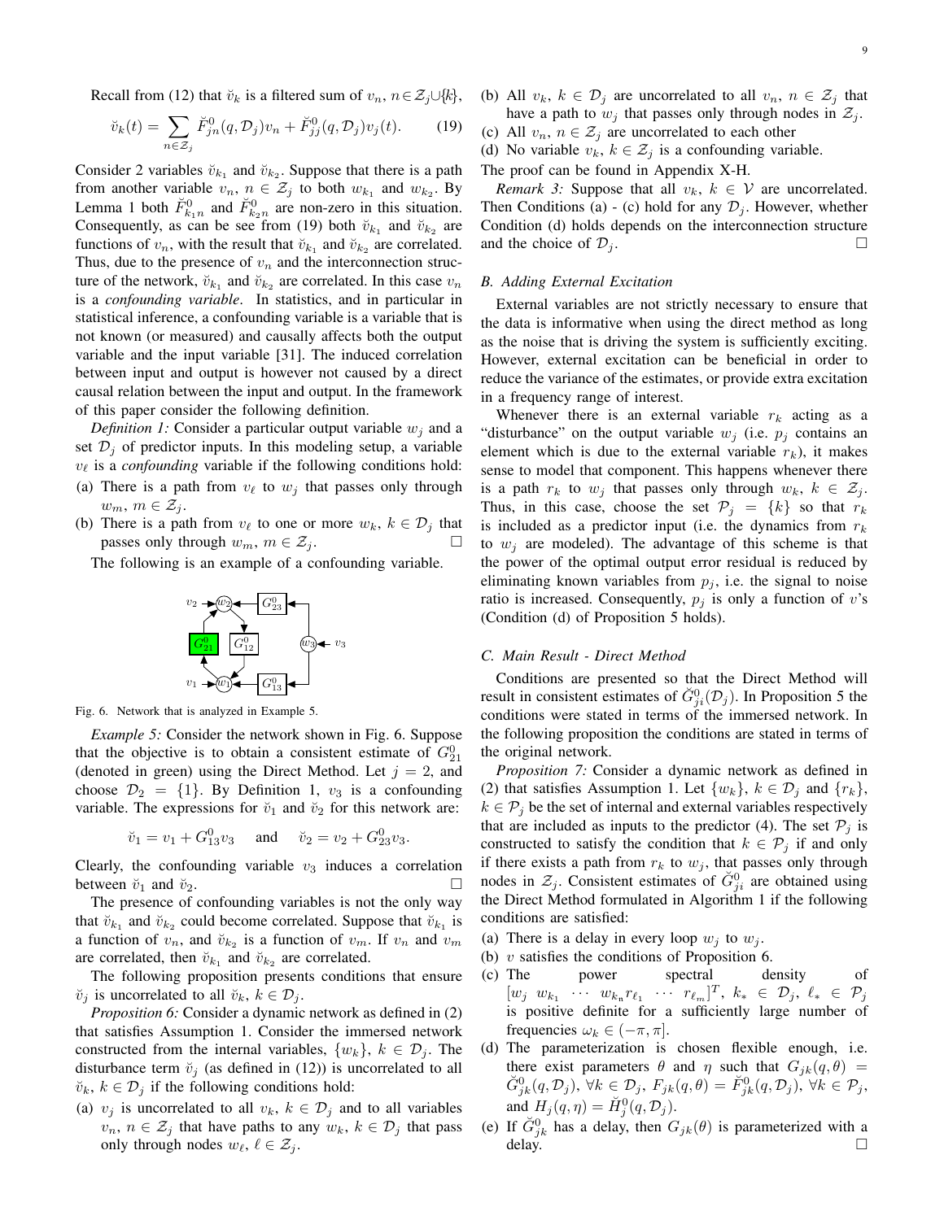Recall from (12) that $\breve{v}_k$ is a filtered sum of $v_n$, $n \in \mathcal{Z}_j \cup \{k\}$,

$$\breve{v}_k(t) = \sum_{n \in \mathcal{Z}_j} \breve{F}^0_{jn}(q, \mathcal{D}_j) v_n + \breve{F}^0_{jj}(q, \mathcal{D}_j) v_j(t). \tag{19}$$

Consider 2 variables $\breve{v}_{k_1}$ and $\breve{v}_{k_2}$. Suppose that there is a path from another variable $v_n$, $n \in \mathcal{Z}_j$ to both $w_{k_1}$ and $w_{k_2}$. By Lemma 1 both $\breve{F}^0_{k_1 n}$ and $\breve{F}^0_{k_2 n}$ are non-zero in this situation. Consequently, as can be see from (19) both $\breve{v}_{k_1}$ and $\breve{v}_{k_2}$ are functions of $v_n$, with the result that $\breve{v}_{k_1}$ and $\breve{v}_{k_2}$ are correlated. Thus, due to the presence of $v_n$ and the interconnection structure of the network, $\breve{v}_{k_1}$ and $\breve{v}_{k_2}$ are correlated. In this case $v_n$ is a *confounding variable*. In statistics, and in particular in statistical inference, a confounding variable is a variable that is not known (or measured) and causally affects both the output variable and the input variable [31]. The induced correlation between input and output is however not caused by a direct causal relation between the input and output. In the framework of this paper consider the following definition.

*Definition 1:* Consider a particular output variable $w_j$ and a set $\mathcal{D}_j$ of predictor inputs. In this modeling setup, a variable $v_\ell$ is a *confounding* variable if the following conditions hold:

(a) There is a path from $v_\ell$ to $w_j$ that passes only through $w_m$, $m \in \mathcal{Z}_j$.

(b) There is a path from $v_\ell$ to one or more $w_k$, $k \in \mathcal{D}_j$ that passes only through $w_m$, $m \in \mathcal{Z}_j$. □

The following is an example of a confounding variable.

Fig. 6. Network that is analyzed in Example 5.

*Example 5:* Consider the network shown in Fig. 6. Suppose that the objective is to obtain a consistent estimate of $G^0_{21}$ (denoted in green) using the Direct Method. Let $j = 2$, and choose $\mathcal{D}_2 = \{1\}$. By Definition 1, $v_3$ is a confounding variable. The expressions for $\breve{v}_1$ and $\breve{v}_2$ for this network are:

$$\breve{v}_1 = v_1 + G^0_{13} v_3 \quad \text{and} \quad \breve{v}_2 = v_2 + G^0_{23} v_3.$$

Clearly, the confounding variable $v_3$ induces a correlation between $\breve{v}_1$ and $\breve{v}_2$. □

The presence of confounding variables is not the only way that $\breve{v}_{k_1}$ and $\breve{v}_{k_2}$ could become correlated. Suppose that $\breve{v}_{k_1}$ is a function of $v_n$, and $\breve{v}_{k_2}$ is a function of $v_m$. If $v_n$ and $v_m$ are correlated, then $\breve{v}_{k_1}$ and $\breve{v}_{k_2}$ are correlated.

The following proposition presents conditions that ensure $\breve{v}_j$ is uncorrelated to all $\breve{v}_k$, $k \in \mathcal{D}_j$.

*Proposition 6:* Consider a dynamic network as defined in (2) that satisfies Assumption 1. Consider the immersed network constructed from the internal variables, $\{w_k\}$, $k \in \mathcal{D}_j$. The disturbance term $\breve{v}_j$ (as defined in (12)) is uncorrelated to all $\breve{v}_k$, $k \in \mathcal{D}_j$ if the following conditions hold:

(a) $v_j$ is uncorrelated to all $v_k$, $k \in \mathcal{D}_j$ and to all variables $v_n$, $n \in \mathcal{Z}_j$ that have paths to any $w_k$, $k \in \mathcal{D}_j$ that pass only through nodes $w_\ell$, $\ell \in \mathcal{Z}_j$.

(b) All $v_k$, $k \in \mathcal{D}_j$ are uncorrelated to all $v_n$, $n \in \mathcal{Z}_j$ that have a path to $w_j$ that passes only through nodes in $\mathcal{Z}_j$.

(c) All $v_n$, $n \in \mathcal{Z}_j$ are uncorrelated to each other

(d) No variable $v_k$, $k \in \mathcal{Z}_j$ is a confounding variable.

The proof can be found in Appendix X-H.

*Remark 3:* Suppose that all $v_k$, $k \in \mathcal{V}$ are uncorrelated. Then Conditions (a) - (c) hold for any $\mathcal{D}_j$. However, whether Condition (d) holds depends on the interconnection structure and the choice of $\mathcal{D}_j$. □

### B. Adding External Excitation

External variables are not strictly necessary to ensure that the data is informative when using the direct method as long as the noise that is driving the system is sufficiently exciting. However, external excitation can be beneficial in order to reduce the variance of the estimates, or provide extra excitation in a frequency range of interest.

Whenever there is an external variable $r_k$ acting as a "disturbance" on the output variable $w_j$ (i.e. $p_j$ contains an element which is due to the external variable $r_k$), it makes sense to model that component. This happens whenever there is a path $r_k$ to $w_j$ that passes only through $w_k$, $k \in \mathcal{Z}_j$. Thus, in this case, choose the set $\mathcal{P}_j = \{k\}$ so that $r_k$ is included as a predictor input (i.e. the dynamics from $r_k$ to $w_j$ are modeled). The advantage of this scheme is that the power of the optimal output error residual is reduced by eliminating known variables from $p_j$, i.e. the signal to noise ratio is increased. Consequently, $p_j$ is only a function of $v$'s (Condition (d) of Proposition 5 holds).

### C. Main Result - Direct Method

Conditions are presented so that the Direct Method will result in consistent estimates of $\breve{G}^0_{ji}(\mathcal{D}_j)$. In Proposition 5 the conditions were stated in terms of the immersed network. In the following proposition the conditions are stated in terms of the original network.

*Proposition 7:* Consider a dynamic network as defined in (2) that satisfies Assumption 1. Let $\{w_k\}$, $k \in \mathcal{D}_j$ and $\{r_k\}$, $k \in \mathcal{P}_j$ be the set of internal and external variables respectively that are included as inputs to the predictor (4). The set $\mathcal{P}_j$ is constructed to satisfy the condition that $k \in \mathcal{P}_j$ if and only if there exists a path from $r_k$ to $w_j$, that passes only through nodes in $\mathcal{Z}_j$. Consistent estimates of $\breve{G}^0_{ji}$ are obtained using the Direct Method formulated in Algorithm 1 if the following conditions are satisfied:

(a) There is a delay in every loop $w_j$ to $w_j$.

(b) $v$ satisfies the conditions of Proposition 6.

(c) The power spectral density of $[w_j \; w_{k_1} \; \cdots \; w_{k_n} r_{\ell_1} \; \cdots \; r_{\ell_m}]^T$, $k_* \in \mathcal{D}_j$, $\ell_* \in \mathcal{P}_j$ is positive definite for a sufficiently large number of frequencies $\omega_k \in (-\pi, \pi]$.

(d) The parameterization is chosen flexible enough, i.e. there exist parameters $\theta$ and $\eta$ such that $G_{jk}(q, \theta) = \breve{G}^0_{jk}(q, \mathcal{D}_j)$, $\forall k \in \mathcal{D}_j$, $F_{jk}(q, \theta) = \breve{F}^0_{jk}(q, \mathcal{D}_j)$, $\forall k \in \mathcal{P}_j$, and $H_j(q, \eta) = \breve{H}^0_j(q, \mathcal{D}_j)$.

(e) If $\breve{G}^0_{jk}$ has a delay, then $G_{jk}(\theta)$ is parameterized with a delay. □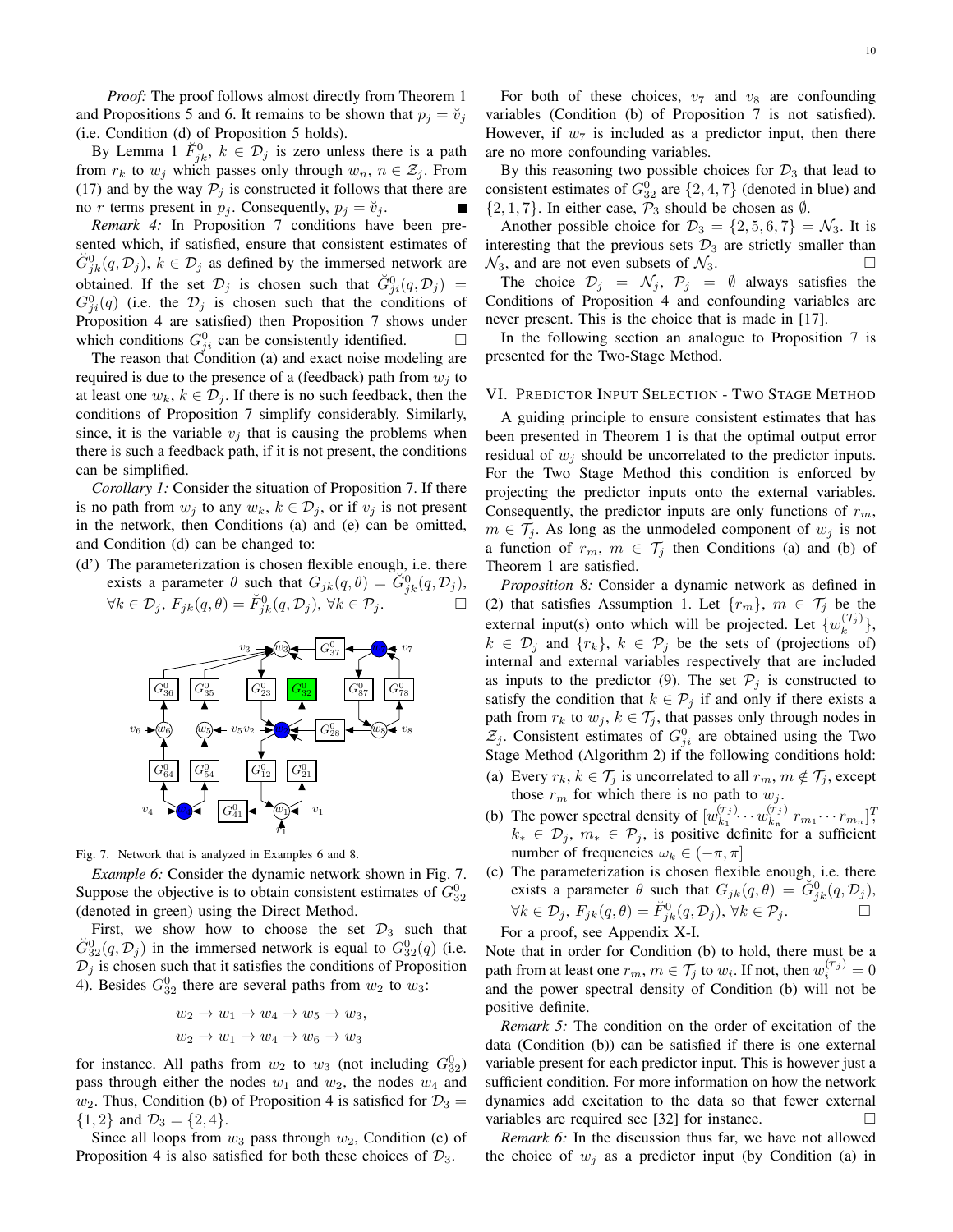*Proof:* The proof follows almost directly from Theorem 1 and Propositions 5 and 6. It remains to be shown that $p_j = \breve{v}_j$ (i.e. Condition (d) of Proposition 5 holds).

By Lemma 1 $\breve{F}^0_{jk}$, $k \in \mathcal{D}_j$ is zero unless there is a path from $r_k$ to $w_j$ which passes only through $w_n$, $n \in \mathcal{Z}_j$. From (17) and by the way $\mathcal{P}_j$ is constructed it follows that there are no $r$ terms present in $p_j$. Consequently, $p_j = \breve{v}_j$. ■

*Remark 4:* In Proposition 7 conditions have been presented which, if satisfied, ensure that consistent estimates of $\breve{G}^0_{jk}(q, \mathcal{D}_j)$, $k \in \mathcal{D}_j$ as defined by the immersed network are obtained. If the set $\mathcal{D}_j$ is chosen such that $\breve{G}^0_{ji}(q, \mathcal{D}_j) = G^0_{ji}(q)$ (i.e. the $\mathcal{D}_j$ is chosen such that the conditions of Proposition 4 are satisfied) then Proposition 7 shows under which conditions $G^0_{ji}$ can be consistently identified. □

The reason that Condition (a) and exact noise modeling are required is due to the presence of a (feedback) path from $w_j$ to at least one $w_k$, $k \in \mathcal{D}_j$. If there is no such feedback, then the conditions of Proposition 7 simplify considerably. Similarly, since, it is the variable $v_j$ that is causing the problems when there is such a feedback path, if it is not present, the conditions can be simplified.

*Corollary 1:* Consider the situation of Proposition 7. If there is no path from $w_j$ to any $w_k$, $k \in \mathcal{D}_j$, or if $v_j$ is not present in the network, then Conditions (a) and (e) can be omitted, and Condition (d) can be changed to:

(d') The parameterization is chosen flexible enough, i.e. there exists a parameter $\theta$ such that $G_{jk}(q, \theta) = \breve{G}^0_{jk}(q, \mathcal{D}_j)$, $\forall k \in \mathcal{D}_j$, $F_{jk}(q, \theta) = \breve{F}^0_{jk}(q, \mathcal{D}_j)$, $\forall k \in \mathcal{P}_j$. □

Fig. 7. Network that is analyzed in Examples 6 and 8.

*Example 6:* Consider the dynamic network shown in Fig. 7. Suppose the objective is to obtain consistent estimates of $G^0_{32}$ (denoted in green) using the Direct Method.

First, we show how to choose the set $\mathcal{D}_3$ such that $\breve{G}^0_{32}(q, \mathcal{D}_j)$ in the immersed network is equal to $G^0_{32}(q)$ (i.e. $\mathcal{D}_j$ is chosen such that it satisfies the conditions of Proposition 4). Besides $G^0_{32}$ there are several paths from $w_2$ to $w_3$:

$$w_2 \rightarrow w_1 \rightarrow w_4 \rightarrow w_5 \rightarrow w_3,$$
$$w_2 \rightarrow w_1 \rightarrow w_4 \rightarrow w_6 \rightarrow w_3$$

for instance. All paths from $w_2$ to $w_3$ (not including $G^0_{32}$) pass through either the nodes $w_1$ and $w_2$, the nodes $w_4$ and $w_2$. Thus, Condition (b) of Proposition 4 is satisfied for $\mathcal{D}_3 = \{1, 2\}$ and $\mathcal{D}_3 = \{2, 4\}$.

Since all loops from $w_3$ pass through $w_2$, Condition (c) of Proposition 4 is also satisfied for both these choices of $\mathcal{D}_3$.

For both of these choices, $v_7$ and $v_8$ are confounding variables (Condition (b) of Proposition 7 is not satisfied). However, if $w_7$ is included as a predictor input, then there are no more confounding variables.

By this reasoning two possible choices for $\mathcal{D}_3$ that lead to consistent estimates of $G^0_{32}$ are $\{2, 4, 7\}$ (denoted in blue) and $\{2, 1, 7\}$. In either case, $\mathcal{P}_3$ should be chosen as $\emptyset$.

Another possible choice for $\mathcal{D}_3 = \{2, 5, 6, 7\} = \mathcal{N}_3$. It is interesting that the previous sets $\mathcal{D}_3$ are strictly smaller than $\mathcal{N}_3$, and are not even subsets of $\mathcal{N}_3$. □

The choice $\mathcal{D}_j = \mathcal{N}_j$, $\mathcal{P}_j = \emptyset$ always satisfies the Conditions of Proposition 4 and confounding variables are never present. This is the choice that is made in [17].

In the following section an analogue to Proposition 7 is presented for the Two-Stage Method.

## VI. Predictor Input Selection - Two Stage Method

A guiding principle to ensure consistent estimates that has been presented in Theorem 1 is that the optimal output error residual of $w_j$ should be uncorrelated to the predictor inputs. For the Two Stage Method this condition is enforced by projecting the predictor inputs onto the external variables. Consequently, the predictor inputs are only functions of $r_m$, $m \in \mathcal{T}_j$. As long as the unmodeled component of $w_j$ is not a function of $r_m$, $m \in \mathcal{T}_j$ then Conditions (a) and (b) of Theorem 1 are satisfied.

*Proposition 8:* Consider a dynamic network as defined in (2) that satisfies Assumption 1. Let $\{r_m\}$, $m \in \mathcal{T}_j$ be the external input(s) onto which will be projected. Let $\{w_k^{(\mathcal{T}_j)}\}$, $k \in \mathcal{D}_j$ and $\{r_k\}$, $k \in \mathcal{P}_j$ be the sets of (projections of) internal and external variables respectively that are included as inputs to the predictor (9). The set $\mathcal{P}_j$ is constructed to satisfy the condition that $k \in \mathcal{P}_j$ if and only if there exists a path from $r_k$ to $w_j$, $k \in \mathcal{T}_j$, that passes only through nodes in $\mathcal{Z}_j$. Consistent estimates of $G^0_{ji}$ are obtained using the Two Stage Method (Algorithm 2) if the following conditions hold:

(a) Every $r_k$, $k \in \mathcal{T}_j$ is uncorrelated to all $r_m$, $m \notin \mathcal{T}_j$, except those $r_m$ for which there is no path to $w_j$.

(b) The power spectral density of $[w_{k_1}^{(\mathcal{T}_j)} \cdots w_{k_n}^{(\mathcal{T}_j)}\ r_{m_1} \cdots r_{m_n}]^T$, $k_* \in \mathcal{D}_j$, $m_* \in \mathcal{P}_j$, is positive definite for a sufficient number of frequencies $\omega_k \in (-\pi, \pi]$

(c) The parameterization is chosen flexible enough, i.e. there exists a parameter $\theta$ such that $G_{jk}(q, \theta) = \breve{G}^0_{jk}(q, \mathcal{D}_j)$, $\forall k \in \mathcal{D}_j$, $F_{jk}(q, \theta) = \breve{F}^0_{jk}(q, \mathcal{D}_j)$, $\forall k \in \mathcal{P}_j$. □

For a proof, see Appendix X-I.

Note that in order for Condition (b) to hold, there must be a path from at least one $r_m$, $m \in \mathcal{T}_j$ to $w_i$. If not, then $w_i^{(\mathcal{T}_j)} = 0$ and the power spectral density of Condition (b) will not be positive definite.

*Remark 5:* The condition on the order of excitation of the data (Condition (b)) can be satisfied if there is one external variable present for each predictor input. This is however just a sufficient condition. For more information on how the network dynamics add excitation to the data so that fewer external variables are required see [32] for instance. □

*Remark 6:* In the discussion thus far, we have not allowed the choice of $w_j$ as a predictor input (by Condition (a) in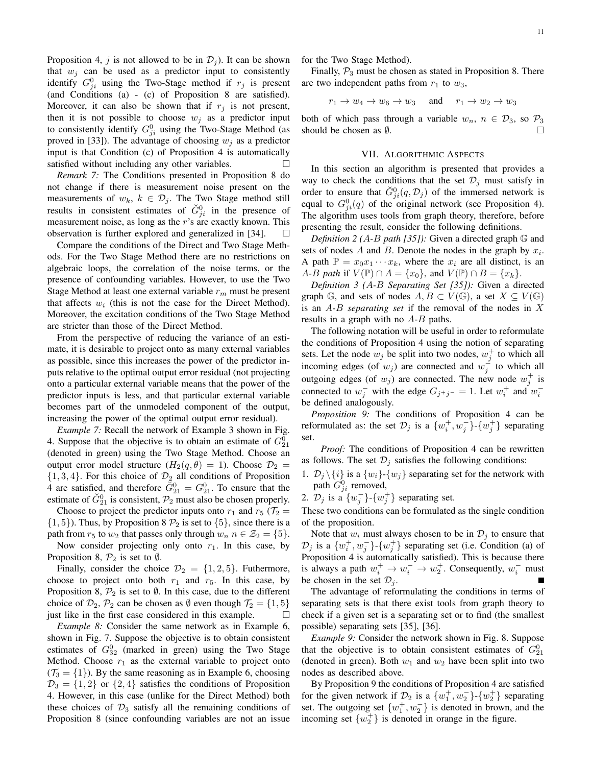Proposition 4, $j$ is not allowed to be in $\mathcal{D}_j$). It can be shown that $w_j$ can be used as a predictor input to consistently identify $G^0_{ji}$ using the Two-Stage method if $r_j$ is present (and Conditions (a) - (c) of Proposition 8 are satisfied). Moreover, it can also be shown that if $r_j$ is not present, then it is not possible to choose $w_j$ as a predictor input to consistently identify $G^0_{ji}$ using the Two-Stage Method (as proved in [33]). The advantage of choosing $w_j$ as a predictor input is that Condition (c) of Proposition 4 is automatically satisfied without including any other variables. □

*Remark 7:* The Conditions presented in Proposition 8 do not change if there is measurement noise present on the measurements of $w_k$, $k \in \mathcal{D}_j$. The Two Stage method still results in consistent estimates of $\breve{G}^0_{ji}$ in the presence of measurement noise, as long as the $r$'s are exactly known. This observation is further explored and generalized in [34]. □

Compare the conditions of the Direct and Two Stage Methods. For the Two Stage Method there are no restrictions on algebraic loops, the correlation of the noise terms, or the presence of confounding variables. However, to use the Two Stage Method at least one external variable $r_m$ must be present that affects $w_i$ (this is not the case for the Direct Method). Moreover, the excitation conditions of the Two Stage Method are stricter than those of the Direct Method.

From the perspective of reducing the variance of an estimate, it is desirable to project onto as many external variables as possible, since this increases the power of the predictor inputs relative to the optimal output error residual (not projecting onto a particular external variable means that the power of the predictor inputs is less, and that particular external variable becomes part of the unmodeled component of the output, increasing the power of the optimal output error residual).

*Example 7:* Recall the network of Example 3 shown in Fig. 4. Suppose that the objective is to obtain an estimate of $G^0_{21}$ (denoted in green) using the Two Stage Method. Choose an output error model structure ($H_2(q,\theta) = 1$). Choose $\mathcal{D}_2 = \{1, 3, 4\}$. For this choice of $\mathcal{D}_2$ all conditions of Proposition 4 are satisfied, and therefore $\breve{G}^0_{21} = G^0_{21}$. To ensure that the estimate of $\breve{G}^0_{21}$ is consistent, $\mathcal{P}_2$ must also be chosen properly.

Choose to project the predictor inputs onto $r_1$ and $r_5$ ($\mathcal{T}_2 = \{1, 5\}$). Thus, by Proposition 8 $\mathcal{P}_2$ is set to $\{5\}$, since there is a path from $r_5$ to $w_2$ that passes only through $w_n$ $n \in \mathcal{Z}_2 = \{5\}$.

Now consider projecting only onto $r_1$. In this case, by Proposition 8, $\mathcal{P}_2$ is set to $\emptyset$.

Finally, consider the choice $\mathcal{D}_2 = \{1, 2, 5\}$. Futhermore, choose to project onto both $r_1$ and $r_5$. In this case, by Proposition 8, $\mathcal{P}_2$ is set to $\emptyset$. In this case, due to the different choice of $\mathcal{D}_2$, $\mathcal{P}_2$ can be chosen as $\emptyset$ even though $\mathcal{T}_2 = \{1, 5\}$ just like in the first case considered in this example. □

*Example 8:* Consider the same network as in Example 6, shown in Fig. 7. Suppose the objective is to obtain consistent estimates of $G^0_{32}$ (marked in green) using the Two Stage Method. Choose $r_1$ as the external variable to project onto ($\mathcal{T}_3 = \{1\}$). By the same reasoning as in Example 6, choosing $\mathcal{D}_3 = \{1, 2\}$ or $\{2, 4\}$ satisfies the conditions of Proposition 4. However, in this case (unlike for the Direct Method) both these choices of $\mathcal{D}_3$ satisfy all the remaining conditions of Proposition 8 (since confounding variables are not an issue for the Two Stage Method).

Finally, $\mathcal{P}_3$ must be chosen as stated in Proposition 8. There are two independent paths from $r_1$ to $w_3$,

$$r_1 \to w_4 \to w_6 \to w_3 \quad \text{and} \quad r_1 \to w_2 \to w_3$$

both of which pass through a variable $w_n$, $n \in \mathcal{D}_3$, so $\mathcal{P}_3$ should be chosen as $\emptyset$. □

## VII. Algorithmic Aspects

In this section an algorithm is presented that provides a way to check the conditions that the set $\mathcal{D}_j$ must satisfy in order to ensure that $\breve{G}^0_{ji}(q, \mathcal{D}_j)$ of the immersed network is equal to $G^0_{ji}(q)$ of the original network (see Proposition 4). The algorithm uses tools from graph theory, therefore, before presenting the result, consider the following definitions.

*Definition 2 (A-B path [35]):* Given a directed graph $\mathbb{G}$ and sets of nodes $A$ and $B$. Denote the nodes in the graph by $x_i$. A path $\mathbb{P} = x_0 x_1 \cdots x_k$, where the $x_i$ are all distinct, is an *$A$-$B$ path* if $V(\mathbb{P}) \cap A = \{x_0\}$, and $V(\mathbb{P}) \cap B = \{x_k\}$.

*Definition 3 (A-B Separating Set [35]):* Given a directed graph $\mathbb{G}$, and sets of nodes $A, B \subset V(\mathbb{G})$, a set $X \subseteq V(\mathbb{G})$ is an *$A$-$B$ separating set* if the removal of the nodes in $X$ results in a graph with no $A$-$B$ paths.

The following notation will be useful in order to reformulate the conditions of Proposition 4 using the notion of separating sets. Let the node $w_j$ be split into two nodes, $w_j^+$ to which all incoming edges (of $w_j$) are connected and $w_j^-$ to which all outgoing edges (of $w_j$) are connected. The new node $w_j^+$ is connected to $w_j^-$ with the edge $G_{j^+j^-} = 1$. Let $w_i^+$ and $w_i^-$ be defined analogously.

*Proposition 9:* The conditions of Proposition 4 can be reformulated as: the set $\mathcal{D}_j$ is a $\{w_i^+, w_j^-\}$-$\{w_j^+\}$ separating set.

*Proof:* The conditions of Proposition 4 can be rewritten as follows. The set $\mathcal{D}_j$ satisfies the following conditions:

1. $\mathcal{D}_j \setminus \{i\}$ is a $\{w_i\}$-$\{w_j\}$ separating set for the network with path $G^0_{ji}$ removed,
2. $\mathcal{D}_j$ is a $\{w_j^-\}$-$\{w_j^+\}$ separating set.

These two conditions can be formulated as the single condition of the proposition.

Note that $w_i$ must always chosen to be in $\mathcal{D}_j$ to ensure that $\mathcal{D}_j$ is a $\{w_i^+, w_j^-\}$-$\{w_j^+\}$ separating set (i.e. Condition (a) of Proposition 4 is automatically satisfied). This is because there is always a path $w_i^+ \to w_i^- \to w_2^+$. Consequently, $w_i^-$ must be chosen in the set $\mathcal{D}_j$. ■

The advantage of reformulating the conditions in terms of separating sets is that there exist tools from graph theory to check if a given set is a separating set or to find (the smallest possible) separating sets [35], [36].

*Example 9:* Consider the network shown in Fig. 8. Suppose that the objective is to obtain consistent estimates of $G^0_{21}$ (denoted in green). Both $w_1$ and $w_2$ have been split into two nodes as described above.

By Proposition 9 the conditions of Proposition 4 are satisfied for the given network if $\mathcal{D}_2$ is a $\{w_1^+, w_2^-\}$-$\{w_2^+\}$ separating set. The outgoing set $\{w_1^+, w_2^-\}$ is denoted in brown, and the incoming set $\{w_2^+\}$ is denoted in orange in the figure.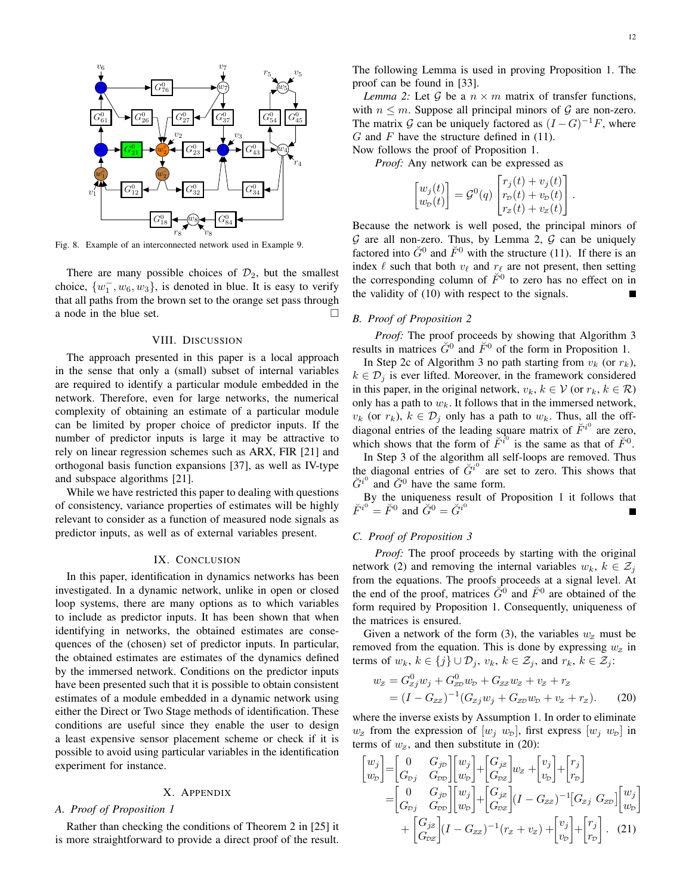Fig. 8. Example of an interconnected network used in Example 9.

There are many possible choices of $\mathcal{D}_2$, but the smallest choice, $\{w_1^-, w_6, w_3\}$, is denoted in blue. It is easy to verify that all paths from the brown set to the orange set pass through a node in the blue set. □

## VIII. Discussion

The approach presented in this paper is a local approach in the sense that only a (small) subset of internal variables are required to identify a particular module embedded in the network. Therefore, even for large networks, the numerical complexity of obtaining an estimate of a particular module can be limited by proper choice of predictor inputs. If the number of predictor inputs is large it may be attractive to rely on linear regression schemes such as ARX, FIR [21] and orthogonal basis function expansions [37], as well as IV-type and subspace algorithms [21].

While we have restricted this paper to dealing with questions of consistency, variance properties of estimates will be highly relevant to consider as a function of measured node signals as predictor inputs, as well as of external variables present.

## IX. Conclusion

In this paper, identification in dynamics networks has been investigated. In a dynamic network, unlike in open or closed loop systems, there are many options as to which variables to include as predictor inputs. It has been shown that when identifying in networks, the obtained estimates are consequences of the (chosen) set of predictor inputs. In particular, the obtained estimates are estimates of the dynamics defined by the immersed network. Conditions on the predictor inputs have been presented such that it is possible to obtain consistent estimates of a module embedded in a dynamic network using either the Direct or Two Stage methods of identification. These conditions are useful since they enable the user to design a least expensive sensor placement scheme or check if it is possible to avoid using particular variables in the identification experiment for instance.

## X. Appendix

### A. Proof of Proposition 1

Rather than checking the conditions of Theorem 2 in [25] it is more straightforward to provide a direct proof of the result. The following Lemma is used in proving Proposition 1. The proof can be found in [33].

*Lemma 2:* Let $\mathcal{G}$ be a $n \times m$ matrix of transfer functions, with $n \leq m$. Suppose all principal minors of $\mathcal{G}$ are non-zero. The matrix $\mathcal{G}$ can be uniquely factored as $(I - G)^{-1}F$, where $G$ and $F$ have the structure defined in (11).

Now follows the proof of Proposition 1.

*Proof:* Any network can be expressed as

$$\begin{bmatrix} w_j(t) \\ w_{\mathcal{D}}(t) \end{bmatrix} = \mathcal{G}^0(q) \begin{bmatrix} r_j(t) + v_j(t) \\ r_{\mathcal{D}}(t) + v_{\mathcal{D}}(t) \\ r_{\mathcal{Z}}(t) + v_{\mathcal{Z}}(t) \end{bmatrix}.$$

Because the network is well posed, the principal minors of $\mathcal{G}$ are all non-zero. Thus, by Lemma 2, $\mathcal{G}$ can be uniquely factored into $\breve{G}^0$ and $\breve{F}^0$ with the structure (11). If there is an index $\ell$ such that both $v_\ell$ and $r_\ell$ are not present, then setting the corresponding column of $\breve{F}^0$ to zero has no effect on in the validity of (10) with respect to the signals. ■

### B. Proof of Proposition 2

*Proof:* The proof proceeds by showing that Algorithm 3 results in matrices $\breve{G}^0$ and $\breve{F}^0$ of the form in Proposition 1.

In Step 2c of Algorithm 3 no path starting from $v_k$ (or $r_k$), $k \in \mathcal{D}_j$ is ever lifted. Moreover, in the framework considered in this paper, in the original network, $v_k$, $k \in \mathcal{V}$ (or $r_k$, $k \in \mathcal{R}$) only has a path to $w_k$. It follows that in the immersed network, $v_k$ (or $r_k$), $k \in \mathcal{D}_j$ only has a path to $w_k$. Thus, all the off-diagonal entries of the leading square matrix of $\breve{F}^{i^0}$ are zero, which shows that the form of $\breve{F}^{i^0}$ is the same as that of $\breve{F}^0$.

In Step 3 of the algorithm all self-loops are removed. Thus the diagonal entries of $\breve{G}^{i^0}$ are set to zero. This shows that $\breve{G}^{i^0}$ and $\breve{G}^0$ have the same form.

By the uniqueness result of Proposition 1 it follows that $\breve{F}^{i^0} = \breve{F}^0$ and $\breve{G}^0 = \breve{G}^{i^0}$ ■

### C. Proof of Proposition 3

*Proof:* The proof proceeds by starting with the original network (2) and removing the internal variables $w_k$, $k \in \mathcal{Z}_j$ from the equations. The proofs proceeds at a signal level. At the end of the proof, matrices $\breve{G}^0$ and $\breve{F}^0$ are obtained of the form required by Proposition 1. Consequently, uniqueness of the matrices is ensured.

Given a network of the form (3), the variables $w_{\mathcal{Z}}$ must be removed from the equation. This is done by expressing $w_{\mathcal{Z}}$ in terms of $w_k$, $k \in \{j\} \cup \mathcal{D}_j$, $v_k$, $k \in \mathcal{Z}_j$, and $r_k$, $k \in \mathcal{Z}_j$:

$$\begin{aligned} w_{\mathcal{Z}} &= G^0_{\mathcal{Z}j} w_j + G^0_{\mathcal{Z}\mathcal{D}} w_{\mathcal{D}} + G_{\mathcal{Z}\mathcal{Z}} w_{\mathcal{Z}} + v_{\mathcal{Z}} + r_{\mathcal{Z}} \\ &= (I - G_{\mathcal{Z}\mathcal{Z}})^{-1}(G_{\mathcal{Z}j} w_j + G_{\mathcal{Z}\mathcal{D}} w_{\mathcal{D}} + v_{\mathcal{Z}} + r_{\mathcal{Z}}). \end{aligned} \quad (20)$$

where the inverse exists by Assumption 1. In order to eliminate $w_{\mathcal{Z}}$ from the expression of $[w_j \; w_{\mathcal{D}}]$, first express $[w_j \; w_{\mathcal{D}}]$ in terms of $w_{\mathcal{Z}}$, and then substitute in (20):

$$\begin{aligned} \begin{bmatrix} w_j \\ w_{\mathcal{D}} \end{bmatrix} &= \begin{bmatrix} 0 & G_{j\mathcal{D}} \\ G_{\mathcal{D}j} & G_{\mathcal{D}\mathcal{D}} \end{bmatrix} \begin{bmatrix} w_j \\ w_{\mathcal{D}} \end{bmatrix} + \begin{bmatrix} G_{j\mathcal{Z}} \\ G_{\mathcal{D}\mathcal{Z}} \end{bmatrix} w_{\mathcal{Z}} + \begin{bmatrix} v_j \\ v_{\mathcal{D}} \end{bmatrix} + \begin{bmatrix} r_j \\ r_{\mathcal{D}} \end{bmatrix} \\ &= \begin{bmatrix} 0 & G_{j\mathcal{D}} \\ G_{\mathcal{D}j} & G_{\mathcal{D}\mathcal{D}} \end{bmatrix} \begin{bmatrix} w_j \\ w_{\mathcal{D}} \end{bmatrix} + \begin{bmatrix} G_{j\mathcal{Z}} \\ G_{\mathcal{D}\mathcal{Z}} \end{bmatrix} (I - G_{\mathcal{Z}\mathcal{Z}})^{-1} \begin{bmatrix} G_{\mathcal{Z}j} \; G_{\mathcal{Z}\mathcal{D}} \end{bmatrix} \begin{bmatrix} w_j \\ w_{\mathcal{D}} \end{bmatrix} \\ &\quad + \begin{bmatrix} G_{j\mathcal{Z}} \\ G_{\mathcal{D}\mathcal{Z}} \end{bmatrix} (I - G_{\mathcal{Z}\mathcal{Z}})^{-1}(r_{\mathcal{Z}} + v_{\mathcal{Z}}) + \begin{bmatrix} v_j \\ v_{\mathcal{D}} \end{bmatrix} + \begin{bmatrix} r_j \\ r_{\mathcal{D}} \end{bmatrix}. \end{aligned} \quad (21)$$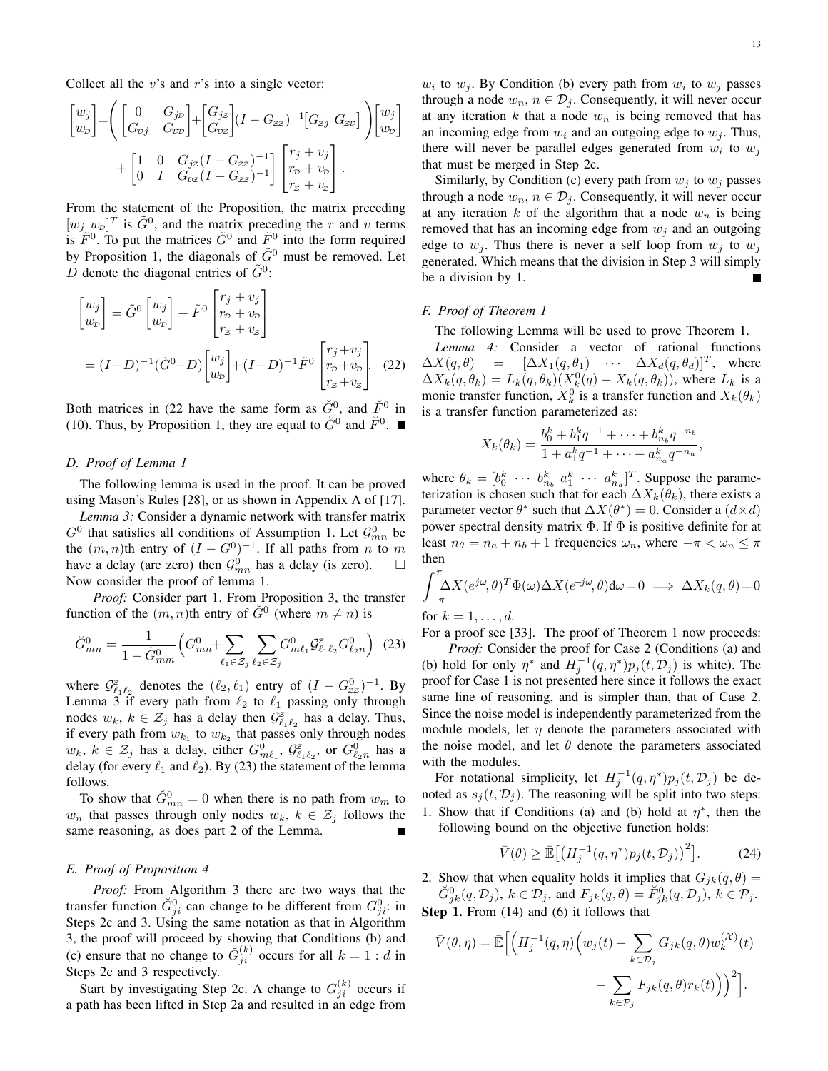Collect all the $v$'s and $r$'s into a single vector:

$$\begin{bmatrix} w_j \\ w_\mathcal{D} \end{bmatrix} = \left( \begin{bmatrix} 0 & G_{j\mathcal{D}} \\ G_{\mathcal{D}j} & G_{\mathcal{D}\mathcal{D}} \end{bmatrix} + \begin{bmatrix} G_{j\mathcal{Z}} \\ G_{\mathcal{D}\mathcal{Z}} \end{bmatrix} (I - G_{\mathcal{Z}\mathcal{Z}})^{-1} \begin{bmatrix} G_{\mathcal{Z}j} & G_{\mathcal{Z}\mathcal{D}} \end{bmatrix} \right) \begin{bmatrix} w_j \\ w_\mathcal{D} \end{bmatrix} + \begin{bmatrix} 1 & 0 & G_{j\mathcal{Z}}(I - G_{\mathcal{Z}\mathcal{Z}})^{-1} \\ 0 & I & G_{\mathcal{D}\mathcal{Z}}(I - G_{\mathcal{Z}\mathcal{Z}})^{-1} \end{bmatrix} \begin{bmatrix} r_j + v_j \\ r_\mathcal{D} + v_\mathcal{D} \\ r_\mathcal{Z} + v_\mathcal{Z} \end{bmatrix}.$$

From the statement of the Proposition, the matrix preceding $[w_j \; w_\mathcal{D}]^T$ is $\tilde{G}^0$, and the matrix preceding the $r$ and $v$ terms is $\tilde{F}^0$. To put the matrices $\tilde{G}^0$ and $\tilde{F}^0$ into the form required by Proposition 1, the diagonals of $\tilde{G}^0$ must be removed. Let $D$ denote the diagonal entries of $\tilde{G}^0$:

$$\begin{aligned} \begin{bmatrix} w_j \\ w_\mathcal{D} \end{bmatrix} &= \tilde{G}^0 \begin{bmatrix} w_j \\ w_\mathcal{D} \end{bmatrix} + \tilde{F}^0 \begin{bmatrix} r_j + v_j \\ r_\mathcal{D} + v_\mathcal{D} \\ r_\mathcal{Z} + v_\mathcal{Z} \end{bmatrix} \\ &= (I - D)^{-1}(\tilde{G}^0 - D) \begin{bmatrix} w_j \\ w_\mathcal{D} \end{bmatrix} + (I - D)^{-1} \tilde{F}^0 \begin{bmatrix} r_j + v_j \\ r_\mathcal{D} + v_\mathcal{D} \\ r_\mathcal{Z} + v_\mathcal{Z} \end{bmatrix}. \end{aligned} \quad (22)$$

Both matrices in (22 have the same form as $\breve{G}^0$, and $\breve{F}^0$ in (10). Thus, by Proposition 1, they are equal to $\breve{G}^0$ and $\breve{F}^0$. ■

### D. Proof of Lemma 1

The following lemma is used in the proof. It can be proved using Mason's Rules [28], or as shown in Appendix A of [17].

*Lemma 3:* Consider a dynamic network with transfer matrix $G^0$ that satisfies all conditions of Assumption 1. Let $\mathcal{G}^0_{mn}$ be the $(m, n)$th entry of $(I - G^0)^{-1}$. If all paths from $n$ to $m$ have a delay (are zero) then $\mathcal{G}^0_{mn}$ has a delay (is zero). □

Now consider the proof of lemma 1.

*Proof:* Consider part 1. From Proposition 3, the transfer function of the $(m, n)$th entry of $\breve{G}^0$ (where $m \neq n$) is

$$\breve{G}^0_{mn} = \frac{1}{1 - \tilde{G}^0_{mm}} \Big( G^0_{mn} + \sum_{\ell_1 \in \mathcal{Z}_j} \sum_{\ell_2 \in \mathcal{Z}_j} G^0_{m\ell_1} \mathcal{G}^\mathcal{Z}_{\ell_1 \ell_2} G^0_{\ell_2 n} \Big) \quad (23)$$

where $\mathcal{G}^\mathcal{Z}_{\ell_1 \ell_2}$ denotes the $(\ell_2, \ell_1)$ entry of $(I - G^0_{\mathcal{Z}\mathcal{Z}})^{-1}$. By Lemma 3 if every path from $\ell_2$ to $\ell_1$ passing only through nodes $w_k$, $k \in \mathcal{Z}_j$ has a delay then $\mathcal{G}^\mathcal{Z}_{\ell_1 \ell_2}$ has a delay. Thus, if every path from $w_{k_1}$ to $w_{k_2}$ that passes only through nodes $w_k$, $k \in \mathcal{Z}_j$ has a delay, either $G^0_{m\ell_1}$, $\mathcal{G}^\mathcal{Z}_{\ell_1 \ell_2}$, or $G^0_{\ell_2 n}$ has a delay (for every $\ell_1$ and $\ell_2$). By (23) the statement of the lemma follows.

To show that $\breve{G}^0_{mn} = 0$ when there is no path from $w_m$ to $w_n$ that passes through only nodes $w_k$, $k \in \mathcal{Z}_j$ follows the same reasoning, as does part 2 of the Lemma. ■

### E. Proof of Proposition 4

*Proof:* From Algorithm 3 there are two ways that the transfer function $\breve{G}^0_{ji}$ can change to be different from $G^0_{ji}$: in Steps 2c and 3. Using the same notation as that in Algorithm 3, the proof will proceed by showing that Conditions (b) and (c) ensure that no change to $\breve{G}^{(k)}_{ji}$ occurs for all $k = 1 : d$ in Steps 2c and 3 respectively.

Start by investigating Step 2c. A change to $G^{(k)}_{ji}$ occurs if a path has been lifted in Step 2a and resulted in an edge from $w_i$ to $w_j$. By Condition (b) every path from $w_i$ to $w_j$ passes through a node $w_n$, $n \in \mathcal{D}_j$. Consequently, it will never occur at any iteration $k$ that a node $w_n$ is being removed that has an incoming edge from $w_i$ and an outgoing edge to $w_j$. Thus, there will never be parallel edges generated from $w_i$ to $w_j$ that must be merged in Step 2c.

Similarly, by Condition (c) every path from $w_j$ to $w_j$ passes through a node $w_n$, $n \in \mathcal{D}_j$. Consequently, it will never occur at any iteration $k$ of the algorithm that a node $w_n$ is being removed that has an incoming edge from $w_j$ and an outgoing edge to $w_j$. Thus there is never a self loop from $w_j$ to $w_j$ generated. Which means that the division in Step 3 will simply be a division by 1. ■

### F. Proof of Theorem 1

The following Lemma will be used to prove Theorem 1.

*Lemma 4:* Consider a vector of rational functions $\Delta X(q, \theta) = [\Delta X_1(q, \theta_1) \; \cdots \; \Delta X_d(q, \theta_d)]^T$, where $\Delta X_k(q, \theta_k) = L_k(q, \theta_k)(X^0_k(q) - X_k(q, \theta_k))$, where $L_k$ is a monic transfer function, $X^0_k$ is a transfer function and $X_k(\theta_k)$ is a transfer function parameterized as:

$$X_k(\theta_k) = \frac{b^k_0 + b^k_1 q^{-1} + \cdots + b^k_{n_b} q^{-n_b}}{1 + a^k_1 q^{-1} + \cdots + a^k_{n_a} q^{-n_a}},$$

where $\theta_k = [b^k_0 \; \cdots \; b^k_{n_b} \; a^k_1 \; \cdots \; a^k_{n_a}]^T$. Suppose the parameterization is chosen such that for each $\Delta X_k(\theta_k)$, there exists a parameter vector $\theta^*$ such that $\Delta X(\theta^*) = 0$. Consider a $(d \times d)$ power spectral density matrix $\Phi$. If $\Phi$ is positive definite for at least $n_\theta = n_a + n_b + 1$ frequencies $\omega_n$, where $-\pi < \omega_n \leq \pi$ then

$$\int_{-\pi}^{\pi} \Delta X(e^{j\omega}, \theta)^T \Phi(\omega) \Delta X(e^{-j\omega}, \theta) \mathrm{d}\omega = 0 \implies \Delta X_k(q, \theta) = 0$$

for $k = 1, \ldots, d$.

For a proof see [33]. The proof of Theorem 1 now proceeds:

*Proof:* Consider the proof for Case 2 (Conditions (a) and (b) hold for only $\eta^*$ and $H^{-1}_j(q, \eta^*) p_j(t, \mathcal{D}_j)$ is white). The proof for Case 1 is not presented here since it follows the exact same line of reasoning, and is simpler than, that of Case 2. Since the noise model is independently parameterized from the module models, let $\eta$ denote the parameters associated with the noise model, and let $\theta$ denote the parameters associated with the modules.

For notational simplicity, let $H^{-1}_j(q, \eta^*) p_j(t, \mathcal{D}_j)$ be denoted as $s_j(t, \mathcal{D}_j)$. The reasoning will be split into two steps:

1. Show that if Conditions (a) and (b) hold at $\eta^*$, then the following bound on the objective function holds:
$$\bar{V}(\theta) \geq \bar{\mathbb{E}}\big[\big(H^{-1}_j(q, \eta^*) p_j(t, \mathcal{D}_j)\big)^2\big]. \quad (24)$$
2. Show that when equality holds it implies that $G_{jk}(q, \theta) = \breve{G}^0_{jk}(q, \mathcal{D}_j)$, $k \in \mathcal{D}_j$, and $F_{jk}(q, \theta) = \breve{F}^0_{jk}(q, \mathcal{D}_j)$, $k \in \mathcal{P}_j$.

**Step 1.** From (14) and (6) it follows that

$$\bar{V}(\theta, \eta) = \bar{\mathbb{E}}\Big[\Big(H^{-1}_j(q, \eta)\Big(w_j(t) - \sum_{k \in \mathcal{D}_j} G_{jk}(q, \theta) w^{(\mathcal{X})}_k(t) - \sum_{k \in \mathcal{P}_j} F_{jk}(q, \theta) r_k(t)\Big)\Big)^2\Big].$$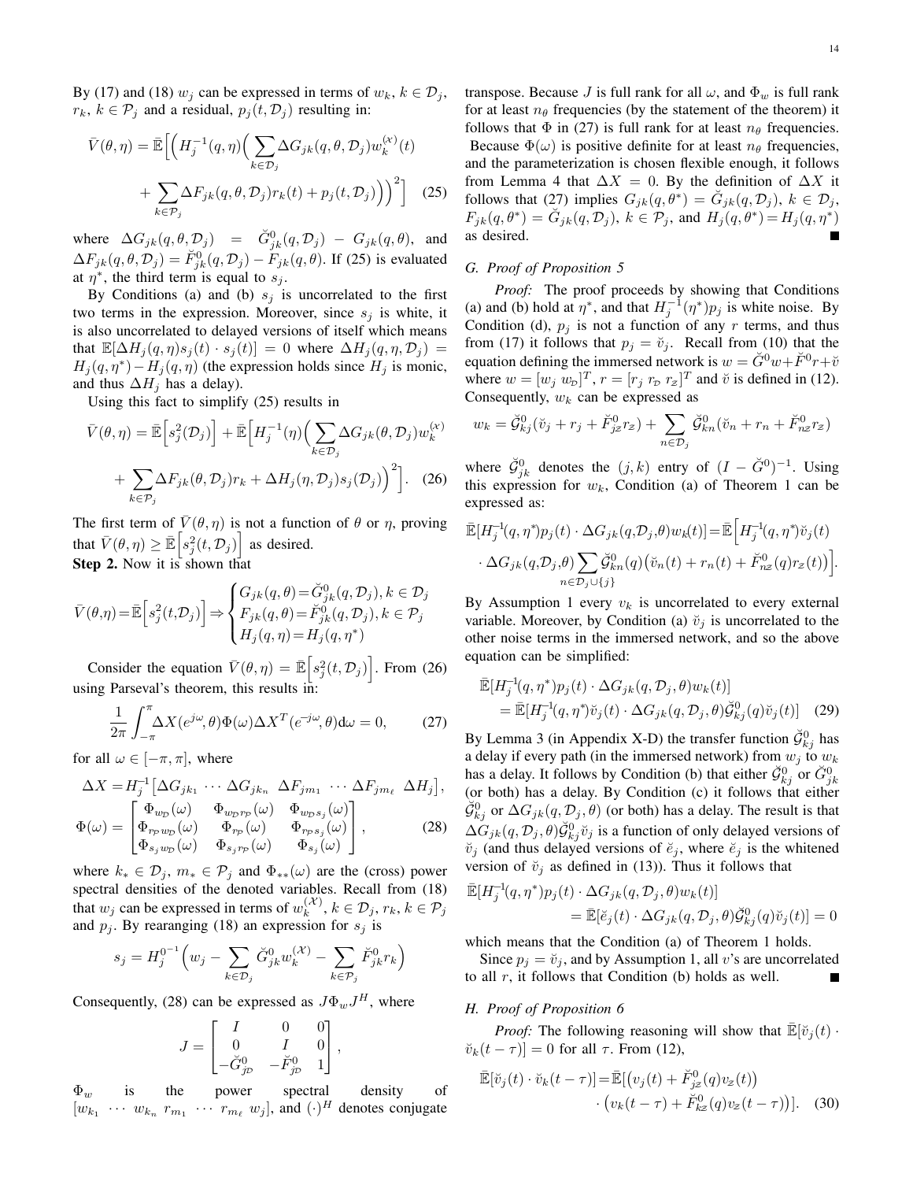By (17) and (18) $w_j$ can be expressed in terms of $w_k$, $k \in \mathcal{D}_j$, $r_k$, $k \in \mathcal{P}_j$ and a residual, $p_j(t, \mathcal{D}_j)$ resulting in:

$$\bar{V}(\theta,\eta) = \bar{\mathbb{E}}\Big[\Big(H_j^{-1}(q,\eta)\Big(\sum_{k\in\mathcal{D}_j}\Delta G_{jk}(q,\theta,\mathcal{D}_j)w_k^{(\mathcal{X})}(t) + \sum_{k\in\mathcal{P}_j}\Delta F_{jk}(q,\theta,\mathcal{D}_j)r_k(t) + p_j(t,\mathcal{D}_j)\Big)\Big)^2\Big] \quad (25)$$

where $\Delta G_{jk}(q,\theta,\mathcal{D}_j) = \breve{G}_{jk}^0(q,\mathcal{D}_j) - G_{jk}(q,\theta)$, and $\Delta F_{jk}(q,\theta,\mathcal{D}_j) = \breve{F}_{jk}^0(q,\mathcal{D}_j) - F_{jk}(q,\theta)$. If (25) is evaluated at $\eta^*$, the third term is equal to $s_j$.

By Conditions (a) and (b) $s_j$ is uncorrelated to the first two terms in the expression. Moreover, since $s_j$ is white, it is also uncorrelated to delayed versions of itself which means that $\mathbb{E}[\Delta H_j(q,\eta)s_j(t)\cdot s_j(t)] = 0$ where $\Delta H_j(q,\eta,\mathcal{D}_j) = H_j(q,\eta^*) - H_j(q,\eta)$ (the expression holds since $H_j$ is monic, and thus $\Delta H_j$ has a delay).

Using this fact to simplify (25) results in

$$\bar{V}(\theta,\eta) = \bar{\mathbb{E}}\Big[s_j^2(\mathcal{D}_j)\Big] + \bar{\mathbb{E}}\Big[H_j^{-1}(\eta)\Big(\sum_{k\in\mathcal{D}_j}\Delta G_{jk}(\theta,\mathcal{D}_j)w_k^{(\mathcal{X})} + \sum_{k\in\mathcal{P}_j}\Delta F_{jk}(\theta,\mathcal{D}_j)r_k + \Delta H_j(\eta,\mathcal{D}_j)s_j(\mathcal{D}_j)\Big)^2\Big]. \quad (26)$$

The first term of $\bar{V}(\theta,\eta)$ is not a function of $\theta$ or $\eta$, proving that $\bar{V}(\theta,\eta) \geq \bar{\mathbb{E}}\Big[s_j^2(t,\mathcal{D}_j)\Big]$ as desired.

**Step 2.** Now it is shown that

$$\bar{V}(\theta,\eta) = \bar{\mathbb{E}}\Big[s_j^2(t,\mathcal{D}_j)\Big] \Rightarrow \begin{cases} G_{jk}(q,\theta) = \breve{G}_{jk}^0(q,\mathcal{D}_j), k\in\mathcal{D}_j \\ F_{jk}(q,\theta) = \breve{F}_{jk}^0(q,\mathcal{D}_j), k\in\mathcal{P}_j \\ H_j(q,\eta) = H_j(q,\eta^*) \end{cases}$$

Consider the equation $\bar{V}(\theta,\eta) = \bar{\mathbb{E}}\Big[s_j^2(t,\mathcal{D}_j)\Big]$. From (26) using Parseval's theorem, this results in:

$$\frac{1}{2\pi}\int_{-\pi}^{\pi}\Delta X(e^{j\omega},\theta)\Phi(\omega)\Delta X^T(e^{-j\omega},\theta)\mathrm{d}\omega = 0, \quad (27)$$

for all $\omega \in [-\pi,\pi]$, where

$$\Delta X = H_j^{-1}\big[\Delta G_{jk_1} \cdots \Delta G_{jk_n}\ \Delta F_{jm_1} \cdots \Delta F_{jm_\ell}\ \Delta H_j\big],$$
$$\Phi(\omega) = \begin{bmatrix} \Phi_{w_\mathcal{D}}(\omega) & \Phi_{w_\mathcal{D} r_\mathcal{P}}(\omega) & \Phi_{w_\mathcal{D} s_j}(\omega) \\ \Phi_{r_\mathcal{P} w_\mathcal{D}}(\omega) & \Phi_{r_\mathcal{P}}(\omega) & \Phi_{r_\mathcal{P} s_j}(\omega) \\ \Phi_{s_j w_\mathcal{D}}(\omega) & \Phi_{s_j r_\mathcal{P}}(\omega) & \Phi_{s_j}(\omega) \end{bmatrix}, \quad (28)$$

where $k_* \in \mathcal{D}_j$, $m_* \in \mathcal{P}_j$ and $\Phi_{**}(\omega)$ are the (cross) power spectral densities of the denoted variables. Recall from (18) that $w_j$ can be expressed in terms of $w_k^{(\mathcal{X})}$, $k \in \mathcal{D}_j$, $r_k$, $k \in \mathcal{P}_j$ and $p_j$. By rearanging (18) an expression for $s_j$ is

$$s_j = H_j^{0^{-1}}\Big(w_j - \sum_{k\in\mathcal{D}_j}\breve{G}_{jk}^0 w_k^{(\mathcal{X})} - \sum_{k\in\mathcal{P}_j}\breve{F}_{jk}^0 r_k\Big)$$

Consequently, (28) can be expressed as $J\Phi_w J^H$, where

$$J = \begin{bmatrix} I & 0 & 0 \\ 0 & I & 0 \\ -\breve{G}_{j\mathcal{D}}^0 & -\breve{F}_{j\mathcal{D}}^0 & 1 \end{bmatrix},$$

$\Phi_w$ is the power spectral density of $[w_{k_1} \cdots w_{k_n}\ r_{m_1} \cdots r_{m_\ell}\ w_j]$, and $(\cdot)^H$ denotes conjugate transpose. Because $J$ is full rank for all $\omega$, and $\Phi_w$ is full rank for at least $n_\theta$ frequencies (by the statement of the theorem) it follows that $\Phi$ in (27) is full rank for at least $n_\theta$ frequencies. Because $\Phi(\omega)$ is positive definite for at least $n_\theta$ frequencies, and the parameterization is chosen flexible enough, it follows from Lemma 4 that $\Delta X = 0$. By the definition of $\Delta X$ it follows that (27) implies $G_{jk}(q,\theta^*) = \breve{G}_{jk}(q,\mathcal{D}_j)$, $k \in \mathcal{D}_j$, $F_{jk}(q,\theta^*) = \breve{G}_{jk}(q,\mathcal{D}_j)$, $k \in \mathcal{P}_j$, and $H_j(q,\eta^*) = H_j(q,\eta^*)$ as desired. ∎

## G. Proof of Proposition 5

*Proof:* The proof proceeds by showing that Conditions (a) and (b) hold at $\eta^*$, and that $H_j^{-1}(\eta^*)p_j$ is white noise. By Condition (d), $p_j$ is not a function of any $r$ terms, and thus from (17) it follows that $p_j = \breve{v}_j$. Recall from (10) that the equation defining the immersed network is $w = \breve{G}^0 w + \breve{F}^0 r + \breve{v}$ where $w = [w_j\ w_\mathcal{D}]^T$, $r = [r_j\ r_\mathcal{D}\ r_\mathcal{Z}]^T$ and $\breve{v}$ is defined in (12). Consequently, $w_k$ can be expressed as

$$w_k = \breve{\mathcal{G}}_{kj}^0(\breve{v}_j + r_j + \breve{F}_{j\mathcal{Z}}^0 r_\mathcal{Z}) + \sum_{n\in\mathcal{D}_j}\breve{\mathcal{G}}_{kn}^0(\breve{v}_n + r_n + \breve{F}_{n\mathcal{Z}}^0 r_\mathcal{Z})$$

where $\breve{\mathcal{G}}_{jk}^0$ denotes the $(j,k)$ entry of $(I - \breve{G}^0)^{-1}$. Using this expression for $w_k$, Condition (a) of Theorem 1 can be expressed as:

$$\bar{\mathbb{E}}[H_j^{-1}(q,\eta^*)p_j(t)\cdot\Delta G_{jk}(q,\mathcal{D}_j,\theta)w_k(t)] = \bar{\mathbb{E}}\Big[H_j^{-1}(q,\eta^*)\breve{v}_j(t) \cdot\Delta G_{jk}(q,\mathcal{D}_j,\theta)\sum_{n\in\mathcal{D}_j\cup\{j\}}\breve{\mathcal{G}}_{kn}^0(q)\big(\breve{v}_n(t) + r_n(t) + \breve{F}_{n\mathcal{Z}}^0(q)r_\mathcal{Z}(t)\big)\Big].$$

By Assumption 1 every $v_k$ is uncorrelated to every external variable. Moreover, by Condition (a) $\breve{v}_j$ is uncorrelated to the other noise terms in the immersed network, and so the above equation can be simplified:

$$\bar{\mathbb{E}}[H_j^{-1}(q,\eta^*)p_j(t)\cdot\Delta G_{jk}(q,\mathcal{D}_j,\theta)w_k(t)] = \bar{\mathbb{E}}[H_j^{-1}(q,\eta^*)\breve{v}_j(t)\cdot\Delta G_{jk}(q,\mathcal{D}_j,\theta)\breve{\mathcal{G}}_{kj}^0(q)\breve{v}_j(t)] \quad (29)$$

By Lemma 3 (in Appendix X-D) the transfer function $\breve{\mathcal{G}}_{kj}^0$ has a delay if every path (in the immersed network) from $w_j$ to $w_k$ has a delay. It follows by Condition (b) that either $\breve{\mathcal{G}}_{kj}^0$ or $\breve{G}_{jk}^0$ (or both) has a delay. By Condition (c) it follows that either $\breve{\mathcal{G}}_{kj}^0$ or $\Delta G_{jk}(q,\mathcal{D}_j,\theta)$ (or both) has a delay. The result is that $\Delta G_{jk}(q,\mathcal{D}_j,\theta)\breve{\mathcal{G}}_{kj}^0\breve{v}_j$ is a function of only delayed versions of $\breve{v}_j$ (and thus delayed versions of $\breve{e}_j$, where $\breve{e}_j$ is the whitened version of $\breve{v}_j$ as defined in (13)). Thus it follows that

$$\bar{\mathbb{E}}[H_j^{-1}(q,\eta^*)p_j(t)\cdot\Delta G_{jk}(q,\mathcal{D}_j,\theta)w_k(t)] = \bar{\mathbb{E}}[\breve{e}_j(t)\cdot\Delta G_{jk}(q,\mathcal{D}_j,\theta)\breve{\mathcal{G}}_{kj}^0(q)\breve{v}_j(t)] = 0$$

which means that the Condition (a) of Theorem 1 holds.

Since $p_j = \breve{v}_j$, and by Assumption 1, all $v$'s are uncorrelated to all $r$, it follows that Condition (b) holds as well. ∎

## H. Proof of Proposition 6

*Proof:* The following reasoning will show that $\bar{\mathbb{E}}[\breve{v}_j(t)\cdot\breve{v}_k(t-\tau)] = 0$ for all $\tau$. From (12),

$$\bar{\mathbb{E}}[\breve{v}_j(t)\cdot\breve{v}_k(t-\tau)] = \bar{\mathbb{E}}\big[\big(v_j(t) + \breve{F}_{j\mathcal{Z}}^0(q)v_\mathcal{Z}(t)\big) \cdot\big(v_k(t-\tau) + \breve{F}_{k\mathcal{Z}}^0(q)v_\mathcal{Z}(t-\tau)\big)\big]. \quad (30)$$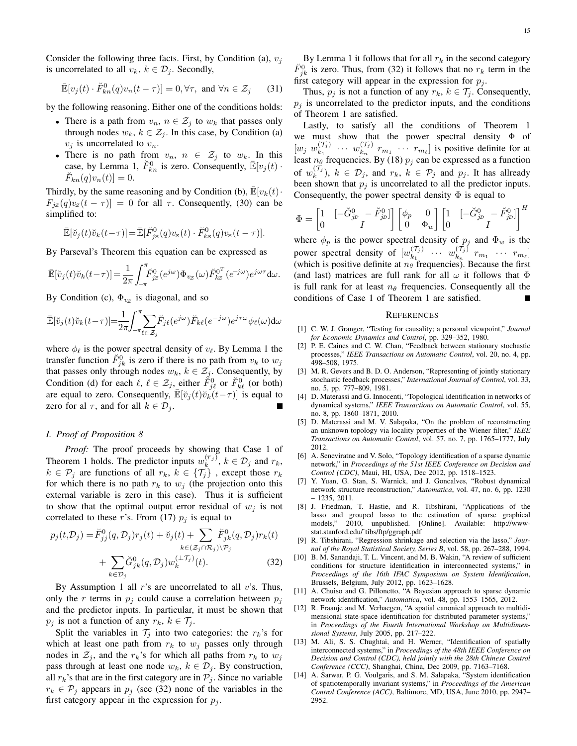Consider the following three facts. First, by Condition (a), $v_j$ is uncorrelated to all $v_k$, $k \in \mathcal{D}_j$. Secondly,

$$\bar{\mathbb{E}}[v_j(t) \cdot \breve{F}^0_{kn}(q) v_n(t-\tau)] = 0, \forall \tau, \text{ and } \forall n \in \mathcal{Z}_j \tag{31}$$

by the following reasoning. Either one of the conditions holds:

- There is a path from $v_n$, $n \in \mathcal{Z}_j$ to $w_k$ that passes only through nodes $w_k$, $k \in \mathcal{Z}_j$. In this case, by Condition (a) $v_j$ is uncorrelated to $v_n$.
- There is no path from $v_n$, $n \in \mathcal{Z}_j$ to $w_k$. In this case, by Lemma 1, $\breve{F}^0_{kn}$ is zero. Consequently, $\bar{\mathbb{E}}[v_j(t) \cdot \breve{F}_{kn}(q) v_n(t)] = 0$.

Thirdly, by the same reasoning and by Condition (b), $\bar{\mathbb{E}}[v_k(t) \cdot F_{j\mathcal{Z}}(q) v_{\mathcal{Z}}(t-\tau)] = 0$ for all $\tau$. Consequently, (30) can be simplified to:

$$\bar{\mathbb{E}}[\breve{v}_j(t)\breve{v}_k(t-\tau)] = \bar{\mathbb{E}}[\breve{F}^0_{j\mathcal{Z}}(q) v_{\mathcal{Z}}(t) \cdot \breve{F}^0_{k\mathcal{Z}}(q) v_{\mathcal{Z}}(t-\tau)].$$

By Parseval's Theorem this equation can be expressed as

$$\bar{\mathbb{E}}[\breve{v}_j(t)\breve{v}_k(t-\tau)] = \frac{1}{2\pi}\int_{-\pi}^{\pi} \breve{F}^0_{j\mathcal{Z}}(e^{j\omega}) \Phi_{v_{\mathcal{Z}}}(\omega) \breve{F}^{0^T}_{k\mathcal{Z}}(e^{-j\omega}) e^{j\omega\tau} \mathrm{d}\omega.$$

By Condition (c), $\Phi_{v_{\mathcal{Z}}}$ is diagonal, and so

$$\bar{\mathbb{E}}[\breve{v}_j(t)\breve{v}_k(t-\tau)] = \frac{1}{2\pi}\int_{-\pi}^{\pi} \sum_{\ell \in \mathcal{Z}_j} \breve{F}_{j\ell}(e^{j\omega}) \breve{F}_{k\ell}(e^{-j\omega}) e^{j\tau\omega} \phi_\ell(\omega) \mathrm{d}\omega$$

where $\phi_\ell$ is the power spectral density of $v_\ell$. By Lemma 1 the transfer function $\breve{F}^0_{jk}$ is zero if there is no path from $v_k$ to $w_j$ that passes only through nodes $w_k$, $k \in \mathcal{Z}_j$. Consequently, by Condition (d) for each $\ell$, $\ell \in \mathcal{Z}_j$, either $\breve{F}^0_{j\ell}$ or $\breve{F}^0_{k\ell}$ (or both) are equal to zero. Consequently, $\bar{\mathbb{E}}[\breve{v}_j(t)\breve{v}_k(t-\tau)]$ is equal to zero for al $\tau$, and for all $k \in \mathcal{D}_j$. ∎

### *I. Proof of Proposition 8*

*Proof:* The proof proceeds by showing that Case 1 of Theorem 1 holds. The predictor inputs $w_k^{(\mathcal{T}_j)}$, $k \in \mathcal{D}_j$ and $r_k$, $k \in \mathcal{P}_j$ are functions of all $r_k$, $k \in \{\mathcal{T}_j\}$ , except those $r_k$ for which there is no path $r_k$ to $w_j$ (the projection onto this external variable is zero in this case). Thus it is sufficient to show that the optimal output error residual of $w_j$ is not correlated to these $r$'s. From (17) $p_j$ is equal to

$$\begin{aligned} p_j(t, \mathcal{D}_j) = &\breve{F}^0_{jj}(q, \mathcal{D}_j) r_j(t) + \breve{v}_j(t) + \sum_{k \in (\mathcal{Z}_j \cap \mathcal{R}_j) \setminus \mathcal{P}_j} \breve{F}^0_{jk}(q, \mathcal{D}_j) r_k(t) \\ &+ \sum_{k \in \mathcal{D}_j} \breve{G}^0_{jk}(q, \mathcal{D}_j) w_k^{(\perp \mathcal{T}_j)}(t). \end{aligned} \tag{32}$$

By Assumption 1 all $r$'s are uncorrelated to all $v$'s. Thus, only the $r$ terms in $p_j$ could cause a correlation between $p_j$ and the predictor inputs. In particular, it must be shown that $p_j$ is not a function of any $r_k$, $k \in \mathcal{T}_j$.

Split the variables in $\mathcal{T}_j$ into two categories: the $r_k$'s for which at least one path from $r_k$ to $w_j$ passes only through nodes in $\mathcal{Z}_j$, and the $r_k$'s for which all paths from $r_k$ to $w_j$ pass through at least one node $w_k$, $k \in \mathcal{D}_j$. By construction, all $r_k$'s that are in the first category are in $\mathcal{P}_j$. Since no variable $r_k \in \mathcal{P}_j$ appears in $p_j$ (see (32) none of the variables in the first category appear in the expression for $p_j$.

By Lemma 1 it follows that for all $r_k$ in the second category $\breve{F}^0_{jk}$ is zero. Thus, from (32) it follows that no $r_k$ term in the first category will appear in the expression for $p_j$.

Thus, $p_j$ is not a function of any $r_k$, $k \in \mathcal{T}_j$. Consequently, $p_j$ is uncorrelated to the predictor inputs, and the conditions of Theorem 1 are satisfied.

Lastly, to satisfy all the conditions of Theorem 1 we must show that the power spectral density $\Phi$ of $[w_j \; w_{k_1}^{(\mathcal{T}_j)} \; \cdots \; w_{k_n}^{(\mathcal{T}_j)} \; r_{m_1} \; \cdots \; r_{m_\ell}]$ is positive definite for at least $n_\theta$ frequencies. By (18) $p_j$ can be expressed as a function of $w_k^{(\mathcal{T}_j)}$, $k \in \mathcal{D}_j$, and $r_k$, $k \in \mathcal{P}_j$ and $p_j$. It has allready been shown that $p_j$ is uncorrelated to all the predictor inputs. Consequently, the power spectral density $\Phi$ is equal to

$$\Phi = \begin{bmatrix} 1 & [-\breve{G}^0_{j\mathcal{D}} \; -\breve{F}^0_{j\mathcal{P}}] \\ 0 & I \end{bmatrix} \begin{bmatrix} \phi_p & 0 \\ 0 & \Phi_w \end{bmatrix} \begin{bmatrix} 1 & [-\breve{G}^0_{j\mathcal{D}} \; -\breve{F}^0_{j\mathcal{P}}] \\ 0 & I \end{bmatrix}^H$$

where $\phi_p$ is the power spectral density of $p_j$ and $\Phi_w$ is the power spectral density of $[w_{k_1}^{(\mathcal{T}_j)} \; \cdots \; w_{k_n}^{(\mathcal{T}_j)} \; r_{m_1} \; \cdots \; r_{m_\ell}]$ (which is positive definite at $n_\theta$ frequencies). Because the first (and last) matrices are full rank for all $\omega$ it follows that $\Phi$ is full rank for at least $n_\theta$ frequencies. Consequently all the conditions of Case 1 of Theorem 1 are satisfied. ∎

## References

[1] C. W. J. Granger, "Testing for causality; a personal viewpoint," *Journal for Economic Dynamics and Control*, pp. 329–352, 1980.

[2] P. E. Caines and C. W. Chan, "Feedback between stationary stochastic processes," *IEEE Transactions on Automatic Control*, vol. 20, no. 4, pp. 498–508, 1975.

[3] M. R. Gevers and B. D. O. Anderson, "Representing of jointly stationary stochastic feedback processes," *International Journal of Control*, vol. 33, no. 5, pp. 777–809, 1981.

[4] D. Materassi and G. Innocenti, "Topological identification in networks of dynamical systems," *IEEE Transactions on Automatic Control*, vol. 55, no. 8, pp. 1860–1871, 2010.

[5] D. Materassi and M. V. Salapaka, "On the problem of reconstructing an unknown topology via locality properties of the Wiener filter," *IEEE Transactions on Automatic Control*, vol. 57, no. 7, pp. 1765–1777, July 2012.

[6] A. Seneviratne and V. Solo, "Topology identification of a sparse dynamic network," in *Proceedings of the 51st IEEE Conference on Decision and Control (CDC)*, Maui, HI, USA, Dec 2012, pp. 1518–1523.

[7] Y. Yuan, G. Stan, S. Warnick, and J. Goncalves, "Robust dynamical network structure reconstruction," *Automatica*, vol. 47, no. 6, pp. 1230 – 1235, 2011.

[8] J. Friedman, T. Hastie, and R. Tibshirani, "Applications of the lasso and grouped lasso to the estimation of sparse graphical models," 2010, unpublished. [Online]. Available: http://www-stat.stanford.edu/~tibs/ftp/ggraph.pdf

[9] R. Tibshirani, "Regression shrinkage and selection via the lasso," *Journal of the Royal Statistical Society, Series B*, vol. 58, pp. 267–288, 1994.

[10] B. M. Sanandaji, T. L. Vincent, and M. B. Wakin, "A review of sufficient conditions for structure identification in interconnected systems," in *Proceedings of the 16th IFAC Symposium on System Identification*, Brussels, Belgium, July 2012, pp. 1623–1628.

[11] A. Chiuso and G. Pillonetto, "A Bayesian approach to sparse dynamic network identification," *Automatica*, vol. 48, pp. 1553–1565, 2012.

[12] R. Fraanje and M. Verhaegen, "A spatial canonical approach to multidimensional state-space identification for distributed parameter systems," in *Proceedings of the Fourth International Workshop on Multidimensional Systems*, July 2005, pp. 217–222.

[13] M. Ali, S. S. Chughtai, and H. Werner, "Identification of spatially interconnected systems," in *Proceedings of the 48th IEEE Conference on Decision and Control (CDC), held jointly with the 28th Chinese Control Conference (CCC)*, Shanghai, China, Dec 2009, pp. 7163–7168.

[14] A. Sarwar, P. G. Voulgaris, and S. M. Salapaka, "System identification of spatiotemporally invariant systems," in *Proceedings of the American Control Conference (ACC)*, Baltimore, MD, USA, June 2010, pp. 2947–2952.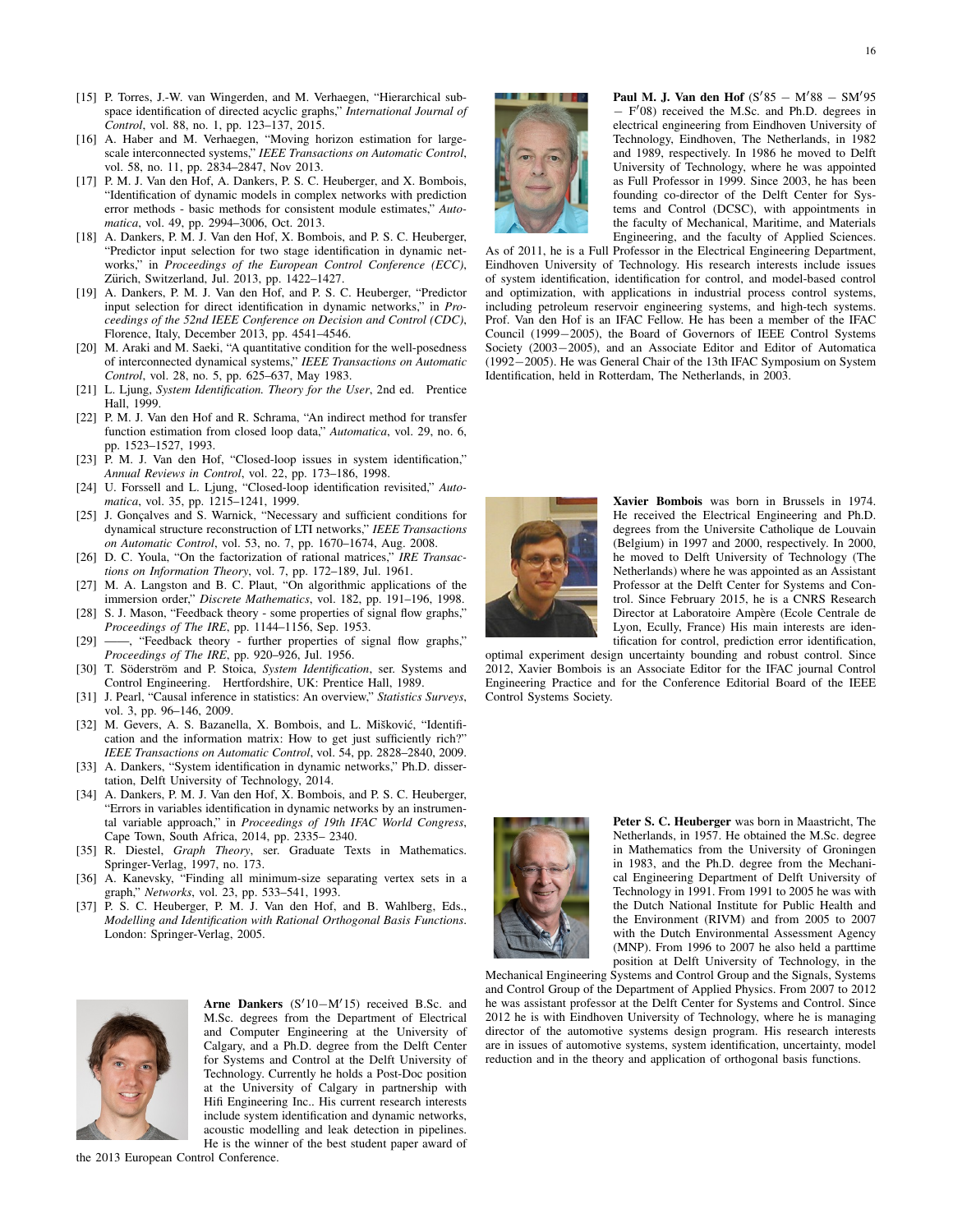[15] P. Torres, J.-W. van Wingerden, and M. Verhaegen, "Hierarchical subspace identification of directed acyclic graphs," *International Journal of Control*, vol. 88, no. 1, pp. 123–137, 2015.

[16] A. Haber and M. Verhaegen, "Moving horizon estimation for large-scale interconnected systems," *IEEE Transactions on Automatic Control*, vol. 58, no. 11, pp. 2834–2847, Nov 2013.

[17] P. M. J. Van den Hof, A. Dankers, P. S. C. Heuberger, and X. Bombois, "Identification of dynamic models in complex networks with prediction error methods - basic methods for consistent module estimates," *Automatica*, vol. 49, pp. 2994–3006, Oct. 2013.

[18] A. Dankers, P. M. J. Van den Hof, X. Bombois, and P. S. C. Heuberger, "Predictor input selection for two stage identification in dynamic networks," in *Proceedings of the European Control Conference (ECC)*, Zürich, Switzerland, Jul. 2013, pp. 1422–1427.

[19] A. Dankers, P. M. J. Van den Hof, and P. S. C. Heuberger, "Predictor input selection for direct identification in dynamic networks," in *Proceedings of the 52nd IEEE Conference on Decision and Control (CDC)*, Florence, Italy, December 2013, pp. 4541–4546.

[20] M. Araki and M. Saeki, "A quantitative condition for the well-posedness of interconnected dynamical systems," *IEEE Transactions on Automatic Control*, vol. 28, no. 5, pp. 625–637, May 1983.

[21] L. Ljung, *System Identification. Theory for the User*, 2nd ed. Prentice Hall, 1999.

[22] P. M. J. Van den Hof and R. Schrama, "An indirect method for transfer function estimation from closed loop data," *Automatica*, vol. 29, no. 6, pp. 1523–1527, 1993.

[23] P. M. J. Van den Hof, "Closed-loop issues in system identification," *Annual Reviews in Control*, vol. 22, pp. 173–186, 1998.

[24] U. Forssell and L. Ljung, "Closed-loop identification revisited," *Automatica*, vol. 35, pp. 1215–1241, 1999.

[25] J. Gonçalves and S. Warnick, "Necessary and sufficient conditions for dynamical structure reconstruction of LTI networks," *IEEE Transactions on Automatic Control*, vol. 53, no. 7, pp. 1670–1674, Aug. 2008.

[26] D. C. Youla, "On the factorization of rational matrices," *IRE Transactions on Information Theory*, vol. 7, pp. 172–189, Jul. 1961.

[27] M. A. Langston and B. C. Plaut, "On algorithmic applications of the immersion order," *Discrete Mathematics*, vol. 182, pp. 191–196, 1998.

[28] S. J. Mason, "Feedback theory - some properties of signal flow graphs," *Proceedings of The IRE*, pp. 1144–1156, Sep. 1953.

[29] ——, "Feedback theory - further properties of signal flow graphs," *Proceedings of The IRE*, pp. 920–926, Jul. 1956.

[30] T. Söderström and P. Stoica, *System Identification*, ser. Systems and Control Engineering. Hertfordshire, UK: Prentice Hall, 1989.

[31] J. Pearl, "Causal inference in statistics: An overview," *Statistics Surveys*, vol. 3, pp. 96–146, 2009.

[32] M. Gevers, A. S. Bazanella, X. Bombois, and L. Mišković, "Identification and the information matrix: How to get just sufficiently rich?" *IEEE Transactions on Automatic Control*, vol. 54, pp. 2828–2840, 2009.

[33] A. Dankers, "System identification in dynamic networks," Ph.D. dissertation, Delft University of Technology, 2014.

[34] A. Dankers, P. M. J. Van den Hof, X. Bombois, and P. S. C. Heuberger, "Errors in variables identification in dynamic networks by an instrumental variable approach," in *Proceedings of 19th IFAC World Congress*, Cape Town, South Africa, 2014, pp. 2335– 2340.

[35] R. Diestel, *Graph Theory*, ser. Graduate Texts in Mathematics. Springer-Verlag, 1997, no. 173.

[36] A. Kanevsky, "Finding all minimum-size separating vertex sets in a graph," *Networks*, vol. 23, pp. 533–541, 1993.

[37] P. S. C. Heuberger, P. M. J. Van den Hof, and B. Wahlberg, Eds., *Modelling and Identification with Rational Orthogonal Basis Functions*. London: Springer-Verlag, 2005.

**Arne Dankers** ($S'10-M'15$) received B.Sc. and M.Sc. degrees from the Department of Electrical and Computer Engineering at the University of Calgary, and a Ph.D. degree from the Delft Center for Systems and Control at the Delft University of Technology. Currently he holds a Post-Doc position at the University of Calgary in partnership with Hifi Engineering Inc.. His current research interests include system identification and dynamic networks, acoustic modelling and leak detection in pipelines. He is the winner of the best student paper award of the 2013 European Control Conference.

**Paul M. J. Van den Hof** ($S'85 - M'88 - SM'95 - F'08$) received the M.Sc. and Ph.D. degrees in electrical engineering from Eindhoven University of Technology, Eindhoven, The Netherlands, in 1982 and 1989, respectively. In 1986 he moved to Delft University of Technology, where he was appointed as Full Professor in 1999. Since 2003, he has been founding co-director of the Delft Center for Systems and Control (DCSC), with appointments in the faculty of Mechanical, Maritime, and Materials Engineering, and the faculty of Applied Sciences. As of 2011, he is a Full Professor in the Electrical Engineering Department, Eindhoven University of Technology. His research interests include issues of system identification, identification for control, and model-based control and optimization, with applications in industrial process control systems, including petroleum reservoir engineering systems, and high-tech systems. Prof. Van den Hof is an IFAC Fellow. He has been a member of the IFAC Council (1999−2005), the Board of Governors of IEEE Control Systems Society (2003−2005), and an Associate Editor and Editor of Automatica (1992−2005). He was General Chair of the 13th IFAC Symposium on System Identification, held in Rotterdam, The Netherlands, in 2003.

**Xavier Bombois** was born in Brussels in 1974. He received the Electrical Engineering and Ph.D. degrees from the Universite Catholique de Louvain (Belgium) in 1997 and 2000, respectively. In 2000, he moved to Delft University of Technology (The Netherlands) where he was appointed as an Assistant Professor at the Delft Center for Systems and Control. Since February 2015, he is a CNRS Research Director at Laboratoire Ampère (Ecole Centrale de Lyon, Ecully, France) His main interests are identification for control, prediction error identification, optimal experiment design uncertainty bounding and robust control. Since 2012, Xavier Bombois is an Associate Editor for the IFAC journal Control Engineering Practice and for the Conference Editorial Board of the IEEE Control Systems Society.

**Peter S. C. Heuberger** was born in Maastricht, The Netherlands, in 1957. He obtained the M.Sc. degree in Mathematics from the University of Groningen in 1983, and the Ph.D. degree from the Mechanical Engineering Department of Delft University of Technology in 1991. From 1991 to 2005 he was with the Dutch National Institute for Public Health and the Environment (RIVM) and from 2005 to 2007 with the Dutch Environmental Assessment Agency (MNP). From 1996 to 2007 he also held a parttime position at Delft University of Technology, in the Mechanical Engineering Systems and Control Group and the Signals, Systems and Control Group of the Department of Applied Physics. From 2007 to 2012 he was assistant professor at the Delft Center for Systems and Control. Since 2012 he is with Eindhoven University of Technology, where he is managing director of the automotive systems design program. His research interests are in issues of automotive systems, system identification, uncertainty, model reduction and in the theory and application of orthogonal basis functions.